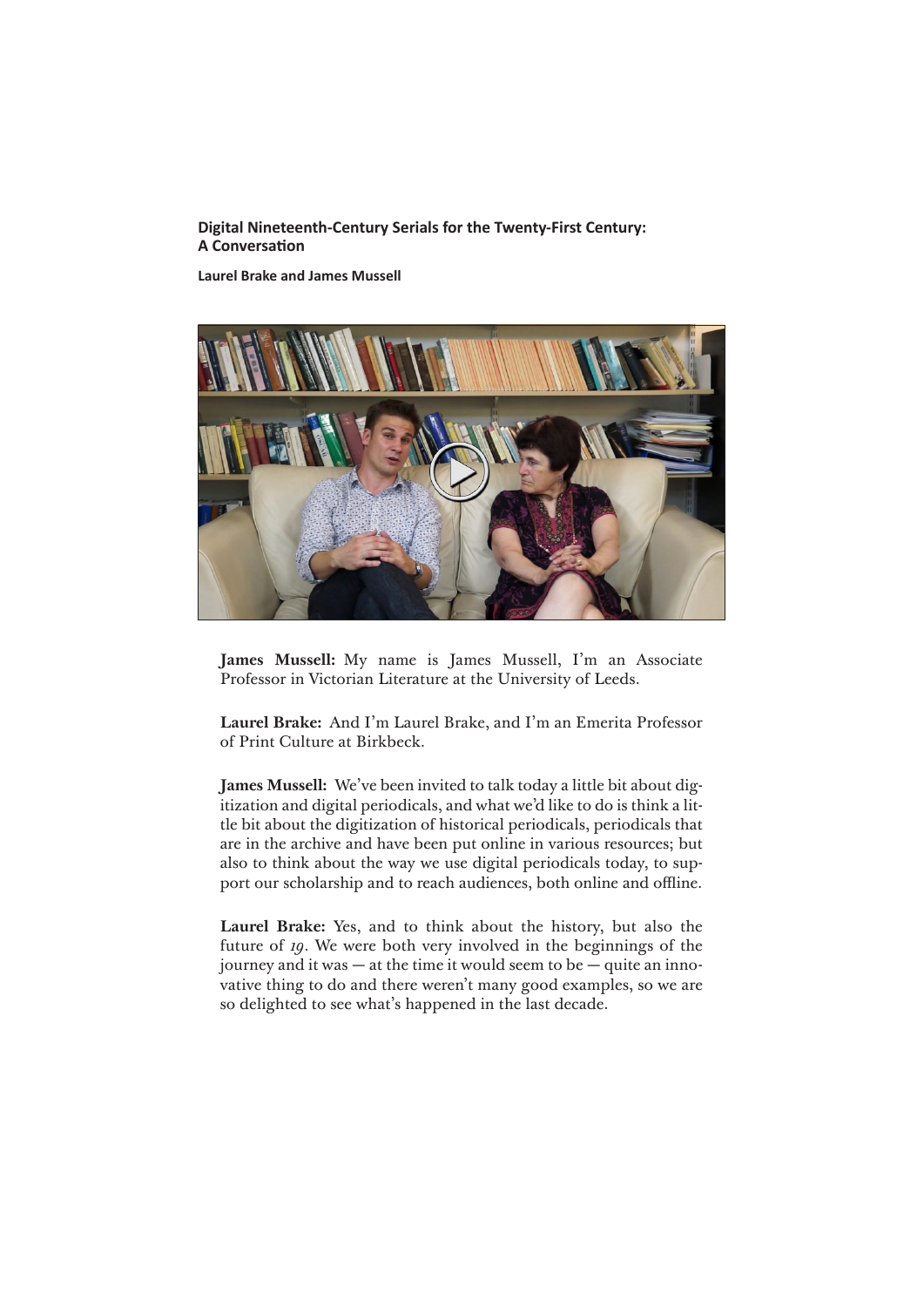**Digital Nineteenth-Century Serials for the Twenty-First Century: A Conversation**

**Laurel Brake and James Mussell**

**James Mussell:** My name is James Mussell, I'm an Associate Professor in Victorian Literature at the University of Leeds.

**Laurel Brake:** And I'm Laurel Brake, and I'm an Emerita Professor of Print Culture at Birkbeck.

**James Mussell:** We've been invited to talk today a little bit about digitization and digital periodicals, and what we'd like to do is think a little bit about the digitization of historical periodicals, periodicals that are in the archive and have been put online in various resources; but also to think about the way we use digital periodicals today, to support our scholarship and to reach audiences, both online and offline.

**Laurel Brake:** Yes, and to think about the history, but also the future of *19*. We were both very involved in the beginnings of the journey and it was — at the time it would seem to be — quite an innovative thing to do and there weren't many good examples, so we are so delighted to see what's happened in the last decade.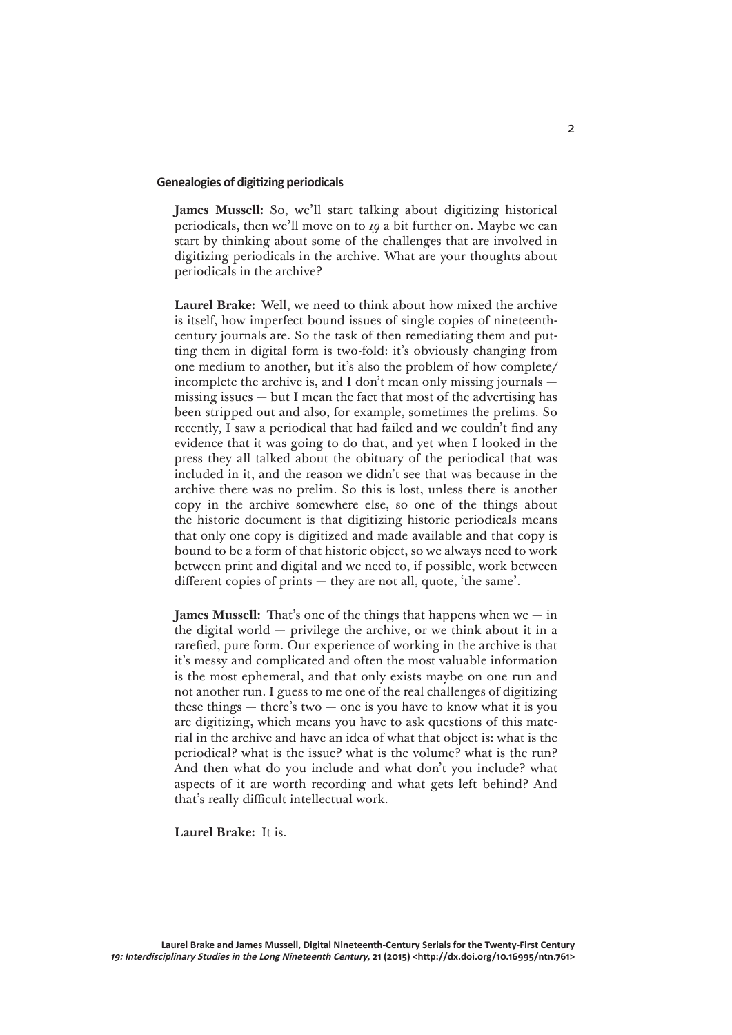### Genealogies of digitizing periodicals

**James Mussell:** So, we'll start talking about digitizing historical periodicals, then we'll move on to *19* a bit further on. Maybe we can start by thinking about some of the challenges that are involved in digitizing periodicals in the archive. What are your thoughts about periodicals in the archive?

**Laurel Brake:** Well, we need to think about how mixed the archive is itself, how imperfect bound issues of single copies of nineteenth-century journals are. So the task of then remediating them and putting them in digital form is two-fold: it's obviously changing from one medium to another, but it's also the problem of how complete/incomplete the archive is, and I don't mean only missing journals — missing issues — but I mean the fact that most of the advertising has been stripped out and also, for example, sometimes the prelims. So recently, I saw a periodical that had failed and we couldn't find any evidence that it was going to do that, and yet when I looked in the press they all talked about the obituary of the periodical that was included in it, and the reason we didn't see that was because in the archive there was no prelim. So this is lost, unless there is another copy in the archive somewhere else, so one of the things about the historic document is that digitizing historic periodicals means that only one copy is digitized and made available and that copy is bound to be a form of that historic object, so we always need to work between print and digital and we need to, if possible, work between different copies of prints — they are not all, quote, 'the same'.

**James Mussell:** That's one of the things that happens when we — in the digital world — privilege the archive, or we think about it in a rarefied, pure form. Our experience of working in the archive is that it's messy and complicated and often the most valuable information is the most ephemeral, and that only exists maybe on one run and not another run. I guess to me one of the real challenges of digitizing these things — there's two — one is you have to know what it is you are digitizing, which means you have to ask questions of this material in the archive and have an idea of what that object is: what is the periodical? what is the issue? what is the volume? what is the run? And then what do you include and what don't you include? what aspects of it are worth recording and what gets left behind? And that's really difficult intellectual work.

**Laurel Brake:** It is.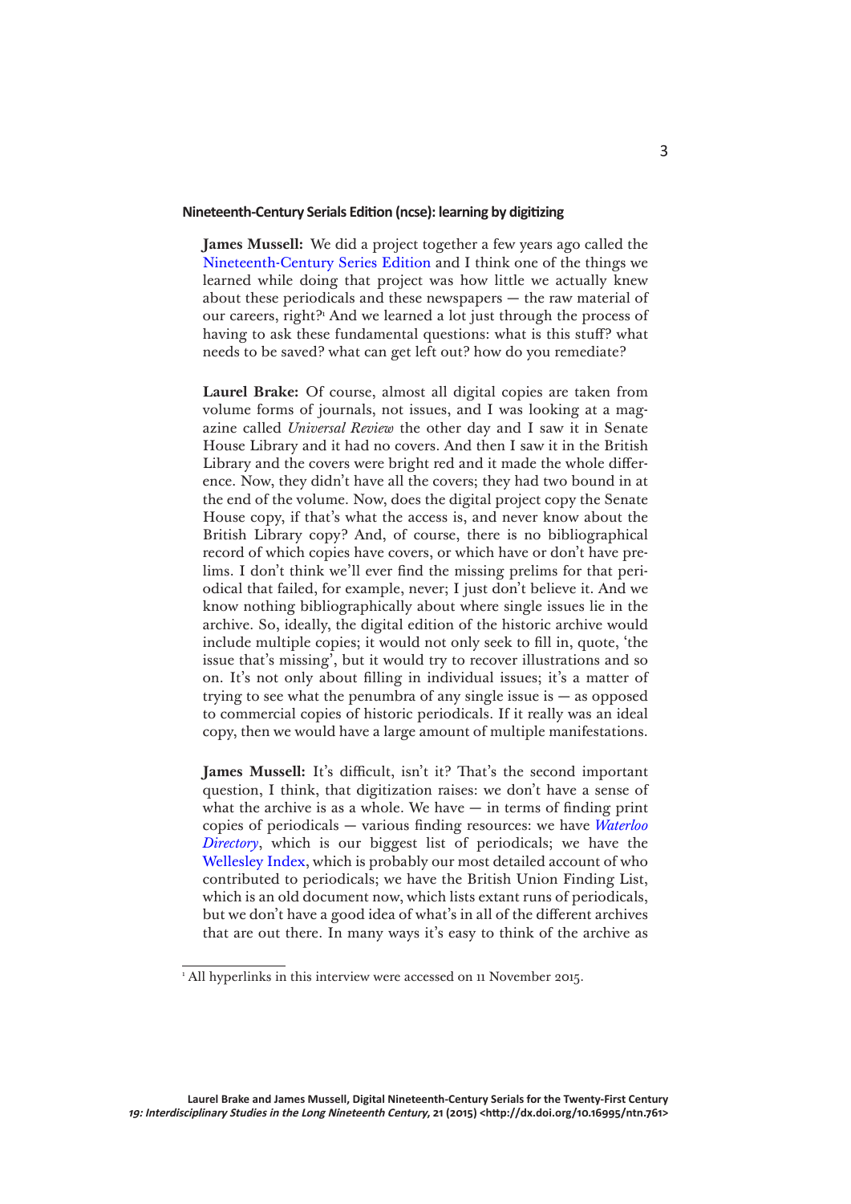### Nineteenth-Century Serials Edition (ncse): learning by digitizing

**James Mussell:** We did a project together a few years ago called the Nineteenth-Century Series Edition and I think one of the things we learned while doing that project was how little we actually knew about these periodicals and these newspapers — the raw material of our careers, right?[1] And we learned a lot just through the process of having to ask these fundamental questions: what is this stuff? what needs to be saved? what can get left out? how do you remediate?

**Laurel Brake:** Of course, almost all digital copies are taken from volume forms of journals, not issues, and I was looking at a magazine called *Universal Review* the other day and I saw it in Senate House Library and it had no covers. And then I saw it in the British Library and the covers were bright red and it made the whole difference. Now, they didn't have all the covers; they had two bound in at the end of the volume. Now, does the digital project copy the Senate House copy, if that's what the access is, and never know about the British Library copy? And, of course, there is no bibliographical record of which copies have covers, or which have or don't have prelims. I don't think we'll ever find the missing prelims for that periodical that failed, for example, never; I just don't believe it. And we know nothing bibliographically about where single issues lie in the archive. So, ideally, the digital edition of the historic archive would include multiple copies; it would not only seek to fill in, quote, 'the issue that's missing', but it would try to recover illustrations and so on. It's not only about filling in individual issues; it's a matter of trying to see what the penumbra of any single issue is — as opposed to commercial copies of historic periodicals. If it really was an ideal copy, then we would have a large amount of multiple manifestations.

**James Mussell:** It's difficult, isn't it? That's the second important question, I think, that digitization raises: we don't have a sense of what the archive is as a whole. We have — in terms of finding print copies of periodicals — various finding resources: we have *Waterloo Directory*, which is our biggest list of periodicals; we have the Wellesley Index, which is probably our most detailed account of who contributed to periodicals; we have the British Union Finding List, which is an old document now, which lists extant runs of periodicals, but we don't have a good idea of what's in all of the different archives that are out there. In many ways it's easy to think of the archive as

[1] All hyperlinks in this interview were accessed on 11 November 2015.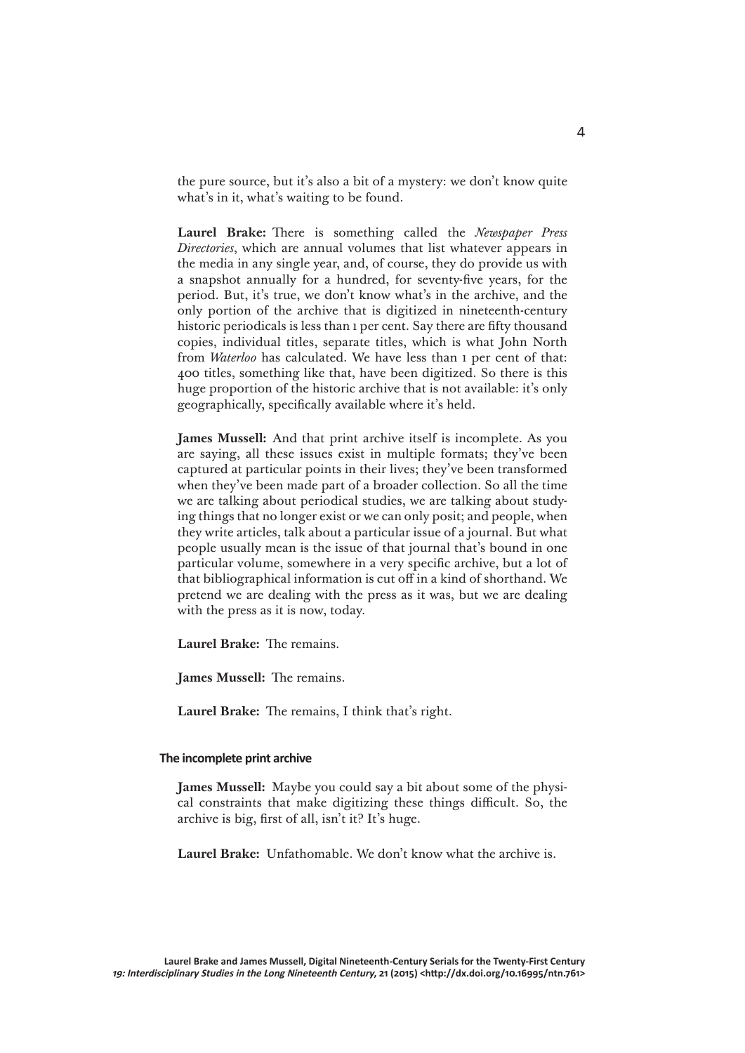the pure source, but it's also a bit of a mystery: we don't know quite what's in it, what's waiting to be found.

**Laurel Brake:** There is something called the *Newspaper Press Directories*, which are annual volumes that list whatever appears in the media in any single year, and, of course, they do provide us with a snapshot annually for a hundred, for seventy-five years, for the period. But, it's true, we don't know what's in the archive, and the only portion of the archive that is digitized in nineteenth-century historic periodicals is less than 1 per cent. Say there are fifty thousand copies, individual titles, separate titles, which is what John North from *Waterloo* has calculated. We have less than 1 per cent of that: 400 titles, something like that, have been digitized. So there is this huge proportion of the historic archive that is not available: it's only geographically, specifically available where it's held.

**James Mussell:** And that print archive itself is incomplete. As you are saying, all these issues exist in multiple formats; they've been captured at particular points in their lives; they've been transformed when they've been made part of a broader collection. So all the time we are talking about periodical studies, we are talking about studying things that no longer exist or we can only posit; and people, when they write articles, talk about a particular issue of a journal. But what people usually mean is the issue of that journal that's bound in one particular volume, somewhere in a very specific archive, but a lot of that bibliographical information is cut off in a kind of shorthand. We pretend we are dealing with the press as it was, but we are dealing with the press as it is now, today.

**Laurel Brake:** The remains.

**James Mussell:** The remains.

**Laurel Brake:** The remains, I think that's right.

### The incomplete print archive

**James Mussell:** Maybe you could say a bit about some of the physical constraints that make digitizing these things difficult. So, the archive is big, first of all, isn't it? It's huge.

**Laurel Brake:** Unfathomable. We don't know what the archive is.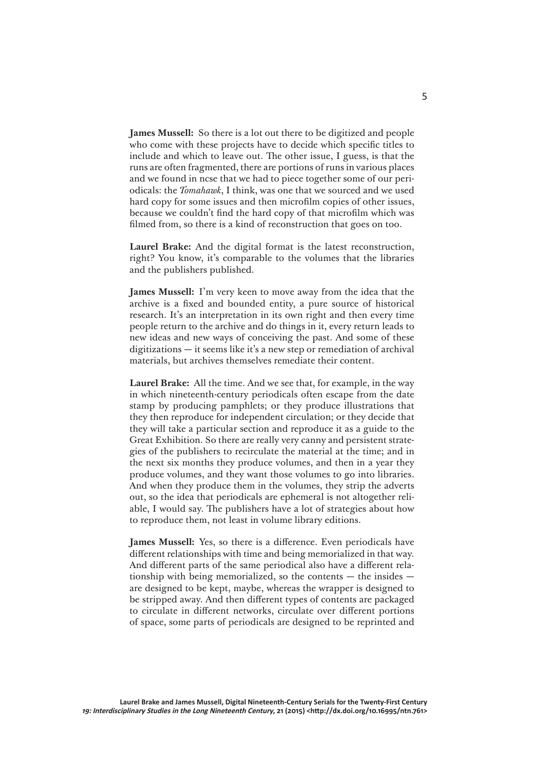**James Mussell:** So there is a lot out there to be digitized and people who come with these projects have to decide which specific titles to include and which to leave out. The other issue, I guess, is that the runs are often fragmented, there are portions of runs in various places and we found in ncse that we had to piece together some of our periodicals: the *Tomahawk*, I think, was one that we sourced and we used hard copy for some issues and then microfilm copies of other issues, because we couldn't find the hard copy of that microfilm which was filmed from, so there is a kind of reconstruction that goes on too.

**Laurel Brake:** And the digital format is the latest reconstruction, right? You know, it's comparable to the volumes that the libraries and the publishers published.

**James Mussell:** I'm very keen to move away from the idea that the archive is a fixed and bounded entity, a pure source of historical research. It's an interpretation in its own right and then every time people return to the archive and do things in it, every return leads to new ideas and new ways of conceiving the past. And some of these digitizations — it seems like it's a new step or remediation of archival materials, but archives themselves remediate their content.

**Laurel Brake:** All the time. And we see that, for example, in the way in which nineteenth-century periodicals often escape from the date stamp by producing pamphlets; or they produce illustrations that they then reproduce for independent circulation; or they decide that they will take a particular section and reproduce it as a guide to the Great Exhibition. So there are really very canny and persistent strategies of the publishers to recirculate the material at the time; and in the next six months they produce volumes, and then in a year they produce volumes, and they want those volumes to go into libraries. And when they produce them in the volumes, they strip the adverts out, so the idea that periodicals are ephemeral is not altogether reliable, I would say. The publishers have a lot of strategies about how to reproduce them, not least in volume library editions.

**James Mussell:** Yes, so there is a difference. Even periodicals have different relationships with time and being memorialized in that way. And different parts of the same periodical also have a different relationship with being memorialized, so the contents — the insides — are designed to be kept, maybe, whereas the wrapper is designed to be stripped away. And then different types of contents are packaged to circulate in different networks, circulate over different portions of space, some parts of periodicals are designed to be reprinted and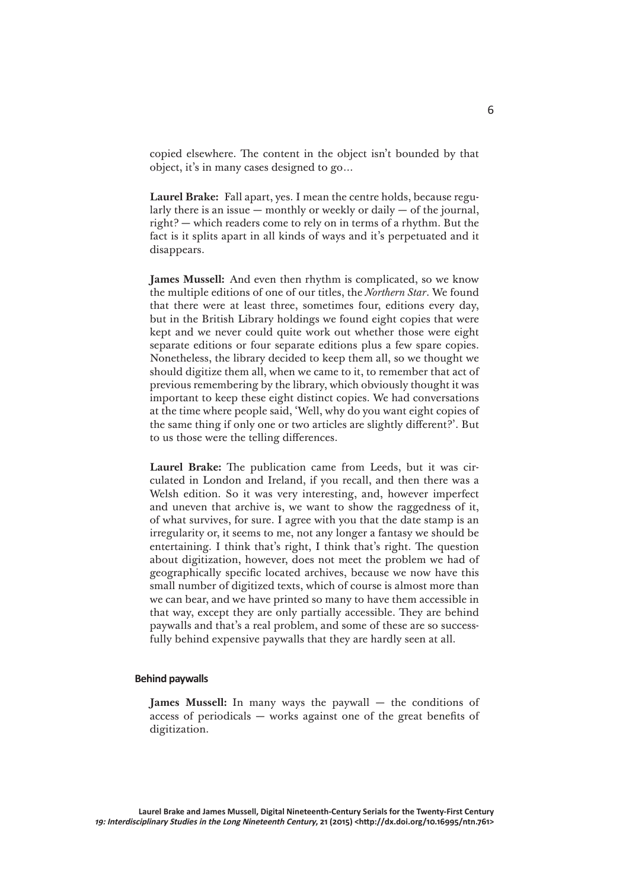copied elsewhere. The content in the object isn't bounded by that object, it's in many cases designed to go…

**Laurel Brake:** Fall apart, yes. I mean the centre holds, because regularly there is an issue — monthly or weekly or daily — of the journal, right? — which readers come to rely on in terms of a rhythm. But the fact is it splits apart in all kinds of ways and it's perpetuated and it disappears.

**James Mussell:** And even then rhythm is complicated, so we know the multiple editions of one of our titles, the *Northern Star*. We found that there were at least three, sometimes four, editions every day, but in the British Library holdings we found eight copies that were kept and we never could quite work out whether those were eight separate editions or four separate editions plus a few spare copies. Nonetheless, the library decided to keep them all, so we thought we should digitize them all, when we came to it, to remember that act of previous remembering by the library, which obviously thought it was important to keep these eight distinct copies. We had conversations at the time where people said, 'Well, why do you want eight copies of the same thing if only one or two articles are slightly different?'. But to us those were the telling differences.

**Laurel Brake:** The publication came from Leeds, but it was circulated in London and Ireland, if you recall, and then there was a Welsh edition. So it was very interesting, and, however imperfect and uneven that archive is, we want to show the raggedness of it, of what survives, for sure. I agree with you that the date stamp is an irregularity or, it seems to me, not any longer a fantasy we should be entertaining. I think that's right, I think that's right. The question about digitization, however, does not meet the problem we had of geographically specific located archives, because we now have this small number of digitized texts, which of course is almost more than we can bear, and we have printed so many to have them accessible in that way, except they are only partially accessible. They are behind paywalls and that's a real problem, and some of these are so successfully behind expensive paywalls that they are hardly seen at all.

### Behind paywalls

**James Mussell:** In many ways the paywall — the conditions of access of periodicals — works against one of the great benefits of digitization.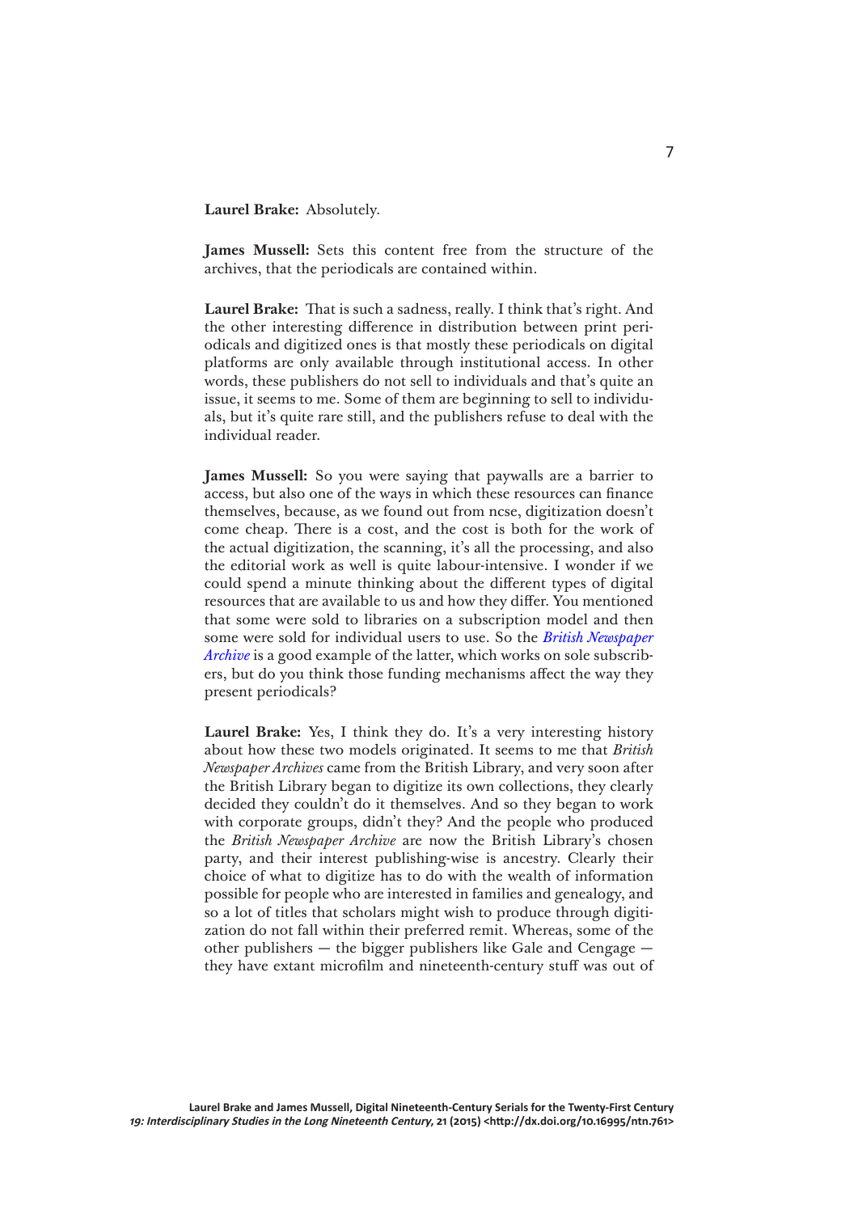**Laurel Brake:** Absolutely.

**James Mussell:** Sets this content free from the structure of the archives, that the periodicals are contained within.

**Laurel Brake:** That is such a sadness, really. I think that's right. And the other interesting difference in distribution between print periodicals and digitized ones is that mostly these periodicals on digital platforms are only available through institutional access. In other words, these publishers do not sell to individuals and that's quite an issue, it seems to me. Some of them are beginning to sell to individuals, but it's quite rare still, and the publishers refuse to deal with the individual reader.

**James Mussell:** So you were saying that paywalls are a barrier to access, but also one of the ways in which these resources can finance themselves, because, as we found out from ncse, digitization doesn't come cheap. There is a cost, and the cost is both for the work of the actual digitization, the scanning, it's all the processing, and also the editorial work as well is quite labour-intensive. I wonder if we could spend a minute thinking about the different types of digital resources that are available to us and how they differ. You mentioned that some were sold to libraries on a subscription model and then some were sold for individual users to use. So the *British Newspaper Archive* is a good example of the latter, which works on sole subscribers, but do you think those funding mechanisms affect the way they present periodicals?

**Laurel Brake:** Yes, I think they do. It's a very interesting history about how these two models originated. It seems to me that *British Newspaper Archives* came from the British Library, and very soon after the British Library began to digitize its own collections, they clearly decided they couldn't do it themselves. And so they began to work with corporate groups, didn't they? And the people who produced the *British Newspaper Archive* are now the British Library's chosen party, and their interest publishing-wise is ancestry. Clearly their choice of what to digitize has to do with the wealth of information possible for people who are interested in families and genealogy, and so a lot of titles that scholars might wish to produce through digitization do not fall within their preferred remit. Whereas, some of the other publishers — the bigger publishers like Gale and Cengage — they have extant microfilm and nineteenth-century stuff was out of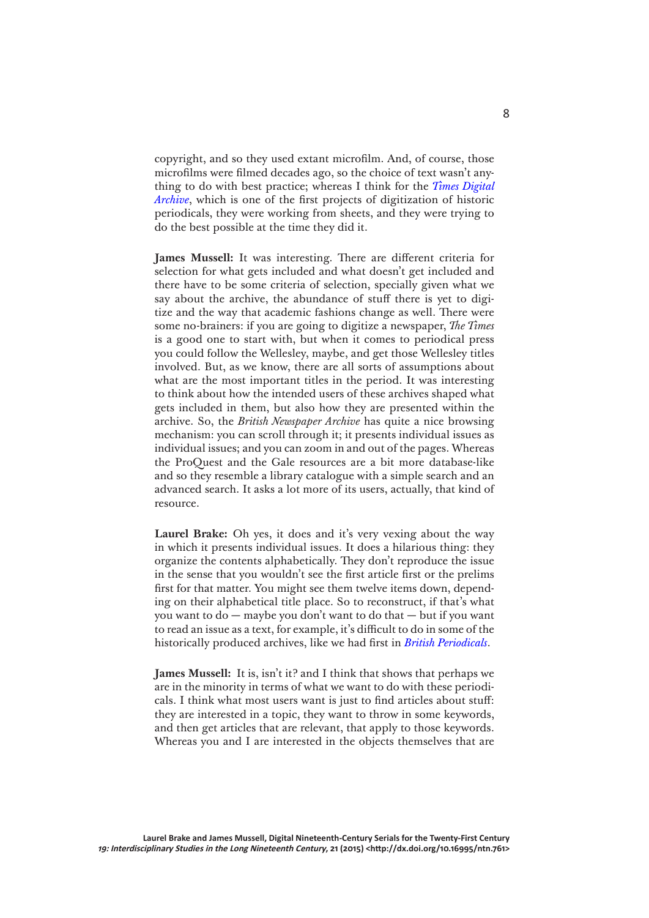copyright, and so they used extant microfilm. And, of course, those microfilms were filmed decades ago, so the choice of text wasn't anything to do with best practice; whereas I think for the *Times Digital Archive*, which is one of the first projects of digitization of historic periodicals, they were working from sheets, and they were trying to do the best possible at the time they did it.

**James Mussell:** It was interesting. There are different criteria for selection for what gets included and what doesn't get included and there have to be some criteria of selection, specially given what we say about the archive, the abundance of stuff there is yet to digitize and the way that academic fashions change as well. There were some no-brainers: if you are going to digitize a newspaper, *The Times* is a good one to start with, but when it comes to periodical press you could follow the Wellesley, maybe, and get those Wellesley titles involved. But, as we know, there are all sorts of assumptions about what are the most important titles in the period. It was interesting to think about how the intended users of these archives shaped what gets included in them, but also how they are presented within the archive. So, the *British Newspaper Archive* has quite a nice browsing mechanism: you can scroll through it; it presents individual issues as individual issues; and you can zoom in and out of the pages. Whereas the ProQuest and the Gale resources are a bit more database-like and so they resemble a library catalogue with a simple search and an advanced search. It asks a lot more of its users, actually, that kind of resource.

**Laurel Brake:** Oh yes, it does and it's very vexing about the way in which it presents individual issues. It does a hilarious thing: they organize the contents alphabetically. They don't reproduce the issue in the sense that you wouldn't see the first article first or the prelims first for that matter. You might see them twelve items down, depending on their alphabetical title place. So to reconstruct, if that's what you want to do — maybe you don't want to do that — but if you want to read an issue as a text, for example, it's difficult to do in some of the historically produced archives, like we had first in *British Periodicals*.

**James Mussell:** It is, isn't it? and I think that shows that perhaps we are in the minority in terms of what we want to do with these periodicals. I think what most users want is just to find articles about stuff: they are interested in a topic, they want to throw in some keywords, and then get articles that are relevant, that apply to those keywords. Whereas you and I are interested in the objects themselves that are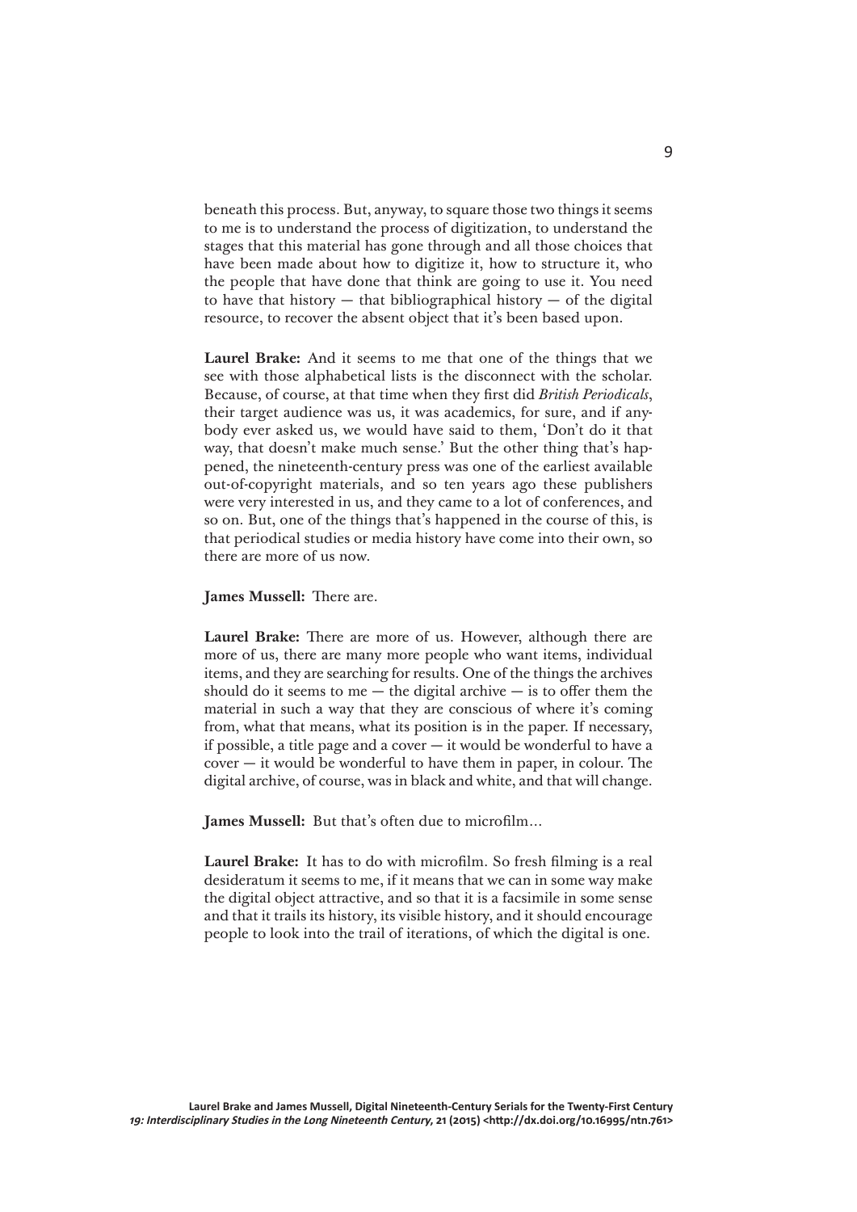beneath this process. But, anyway, to square those two things it seems to me is to understand the process of digitization, to understand the stages that this material has gone through and all those choices that have been made about how to digitize it, how to structure it, who the people that have done that think are going to use it. You need to have that history — that bibliographical history — of the digital resource, to recover the absent object that it's been based upon.

**Laurel Brake:** And it seems to me that one of the things that we see with those alphabetical lists is the disconnect with the scholar. Because, of course, at that time when they first did *British Periodicals*, their target audience was us, it was academics, for sure, and if anybody ever asked us, we would have said to them, 'Don't do it that way, that doesn't make much sense.' But the other thing that's happened, the nineteenth-century press was one of the earliest available out-of-copyright materials, and so ten years ago these publishers were very interested in us, and they came to a lot of conferences, and so on. But, one of the things that's happened in the course of this, is that periodical studies or media history have come into their own, so there are more of us now.

**James Mussell:** There are.

**Laurel Brake:** There are more of us. However, although there are more of us, there are many more people who want items, individual items, and they are searching for results. One of the things the archives should do it seems to me — the digital archive — is to offer them the material in such a way that they are conscious of where it's coming from, what that means, what its position is in the paper. If necessary, if possible, a title page and a cover — it would be wonderful to have a cover — it would be wonderful to have them in paper, in colour. The digital archive, of course, was in black and white, and that will change.

**James Mussell:** But that's often due to microfilm…

**Laurel Brake:** It has to do with microfilm. So fresh filming is a real desideratum it seems to me, if it means that we can in some way make the digital object attractive, and so that it is a facsimile in some sense and that it trails its history, its visible history, and it should encourage people to look into the trail of iterations, of which the digital is one.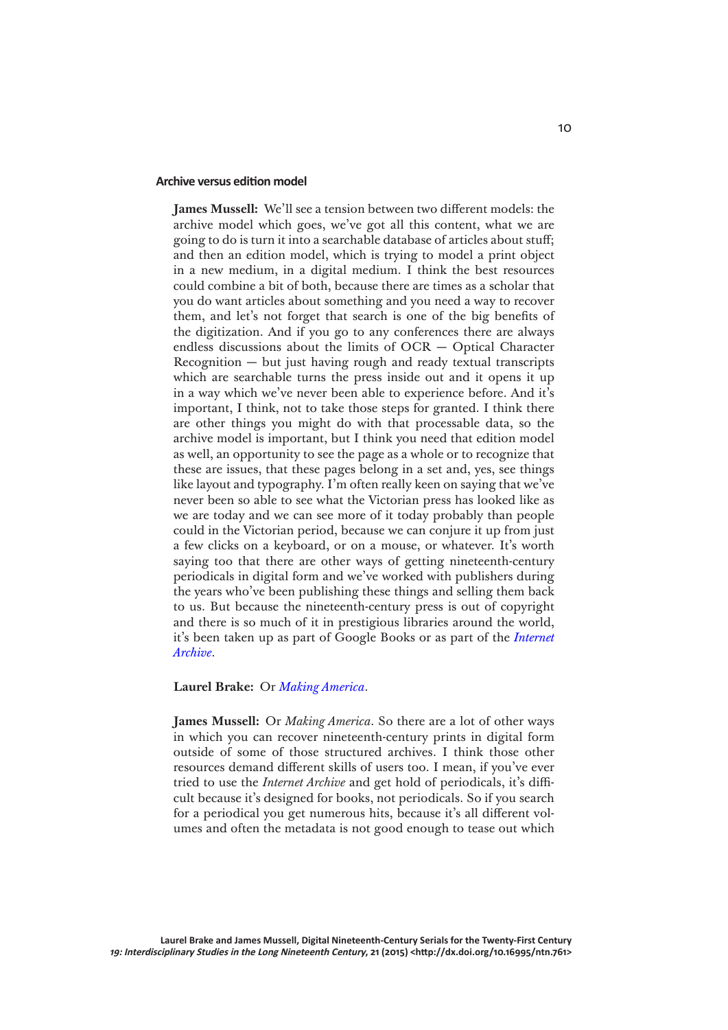### Archive versus edition model

**James Mussell:** We'll see a tension between two different models: the archive model which goes, we've got all this content, what we are going to do is turn it into a searchable database of articles about stuff; and then an edition model, which is trying to model a print object in a new medium, in a digital medium. I think the best resources could combine a bit of both, because there are times as a scholar that you do want articles about something and you need a way to recover them, and let's not forget that search is one of the big benefits of the digitization. And if you go to any conferences there are always endless discussions about the limits of OCR — Optical Character Recognition — but just having rough and ready textual transcripts which are searchable turns the press inside out and it opens it up in a way which we've never been able to experience before. And it's important, I think, not to take those steps for granted. I think there are other things you might do with that processable data, so the archive model is important, but I think you need that edition model as well, an opportunity to see the page as a whole or to recognize that these are issues, that these pages belong in a set and, yes, see things like layout and typography. I'm often really keen on saying that we've never been so able to see what the Victorian press has looked like as we are today and we can see more of it today probably than people could in the Victorian period, because we can conjure it up from just a few clicks on a keyboard, or on a mouse, or whatever. It's worth saying too that there are other ways of getting nineteenth-century periodicals in digital form and we've worked with publishers during the years who've been publishing these things and selling them back to us. But because the nineteenth-century press is out of copyright and there is so much of it in prestigious libraries around the world, it's been taken up as part of Google Books or as part of the *Internet Archive*.

**Laurel Brake:** Or *Making America*.

**James Mussell:** Or *Making America*. So there are a lot of other ways in which you can recover nineteenth-century prints in digital form outside of some of those structured archives. I think those other resources demand different skills of users too. I mean, if you've ever tried to use the *Internet Archive* and get hold of periodicals, it's difficult because it's designed for books, not periodicals. So if you search for a periodical you get numerous hits, because it's all different volumes and often the metadata is not good enough to tease out which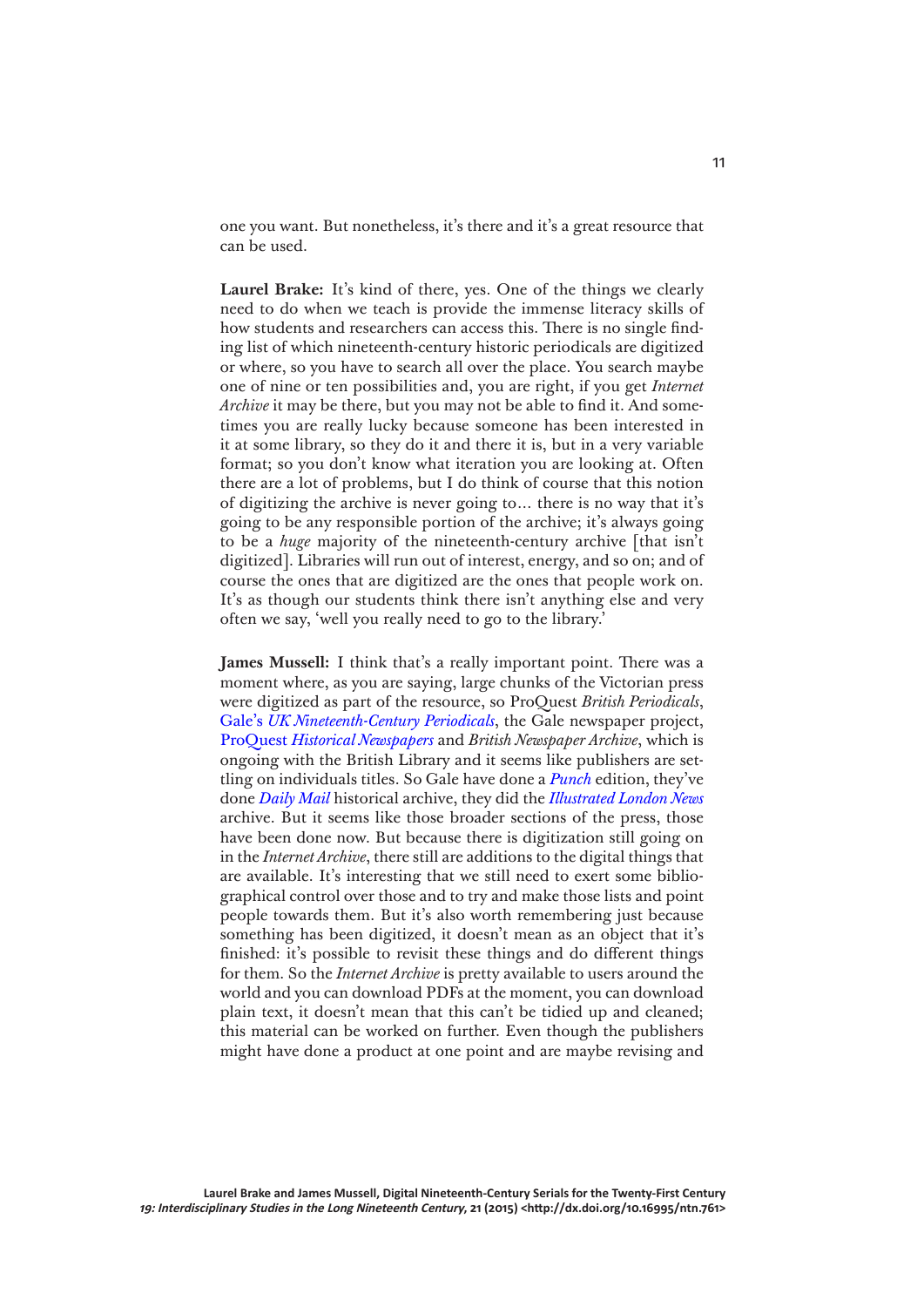one you want. But nonetheless, it's there and it's a great resource that can be used.

**Laurel Brake:** It's kind of there, yes. One of the things we clearly need to do when we teach is provide the immense literacy skills of how students and researchers can access this. There is no single finding list of which nineteenth-century historic periodicals are digitized or where, so you have to search all over the place. You search maybe one of nine or ten possibilities and, you are right, if you get *Internet Archive* it may be there, but you may not be able to find it. And sometimes you are really lucky because someone has been interested in it at some library, so they do it and there it is, but in a very variable format; so you don't know what iteration you are looking at. Often there are a lot of problems, but I do think of course that this notion of digitizing the archive is never going to… there is no way that it's going to be any responsible portion of the archive; it's always going to be a *huge* majority of the nineteenth-century archive [that isn't digitized]. Libraries will run out of interest, energy, and so on; and of course the ones that are digitized are the ones that people work on. It's as though our students think there isn't anything else and very often we say, 'well you really need to go to the library.'

**James Mussell:** I think that's a really important point. There was a moment where, as you are saying, large chunks of the Victorian press were digitized as part of the resource, so ProQuest *British Periodicals*, Gale's *UK Nineteenth-Century Periodicals*, the Gale newspaper project, ProQuest *Historical Newspapers* and *British Newspaper Archive*, which is ongoing with the British Library and it seems like publishers are settling on individuals titles. So Gale have done a *Punch* edition, they've done *Daily Mail* historical archive, they did the *Illustrated London News* archive. But it seems like those broader sections of the press, those have been done now. But because there is digitization still going on in the *Internet Archive*, there still are additions to the digital things that are available. It's interesting that we still need to exert some bibliographical control over those and to try and make those lists and point people towards them. But it's also worth remembering just because something has been digitized, it doesn't mean as an object that it's finished: it's possible to revisit these things and do different things for them. So the *Internet Archive* is pretty available to users around the world and you can download PDFs at the moment, you can download plain text, it doesn't mean that this can't be tidied up and cleaned; this material can be worked on further. Even though the publishers might have done a product at one point and are maybe revising and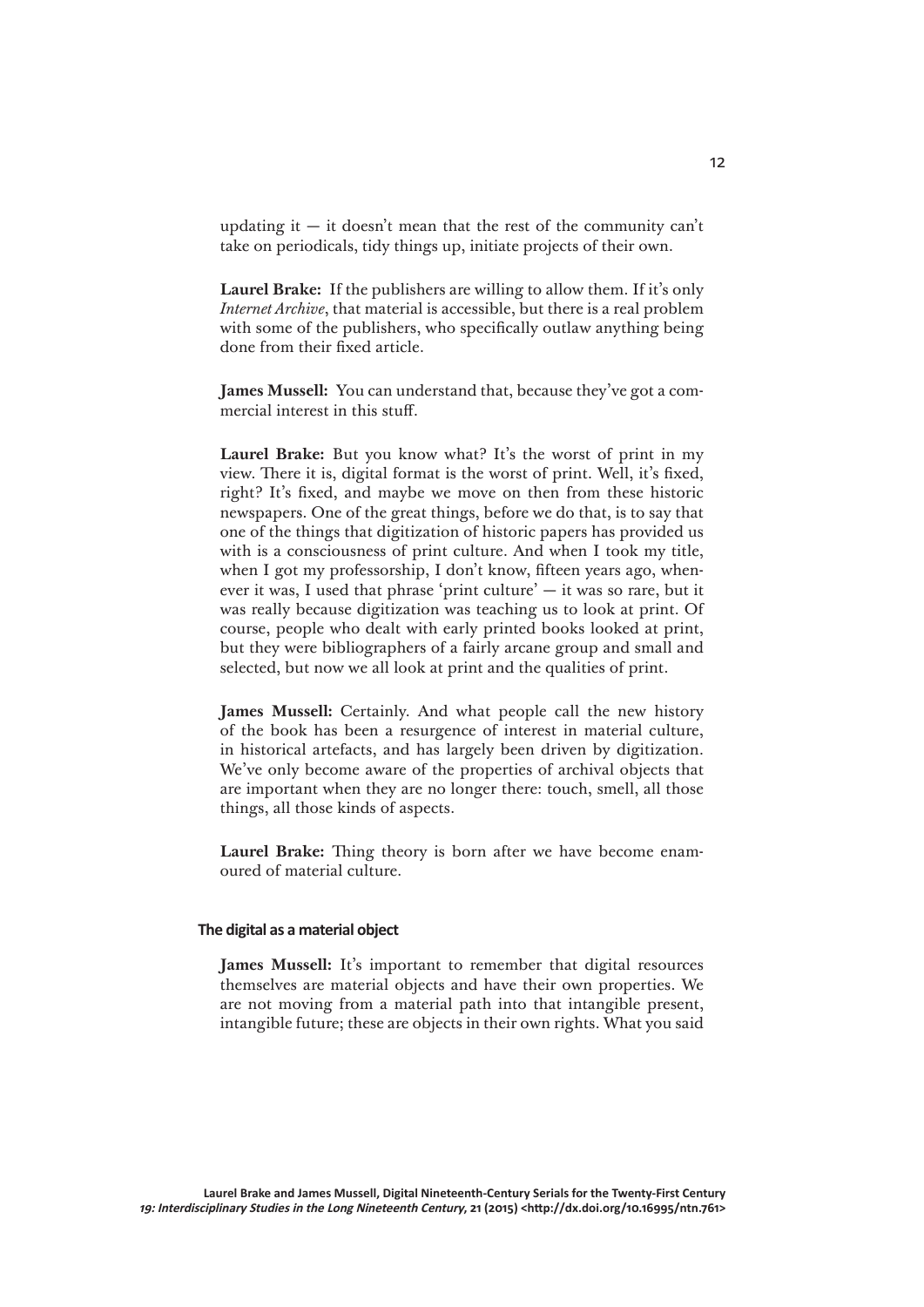updating it — it doesn't mean that the rest of the community can't take on periodicals, tidy things up, initiate projects of their own.

**Laurel Brake:** If the publishers are willing to allow them. If it's only *Internet Archive*, that material is accessible, but there is a real problem with some of the publishers, who specifically outlaw anything being done from their fixed article.

**James Mussell:** You can understand that, because they've got a commercial interest in this stuff.

**Laurel Brake:** But you know what? It's the worst of print in my view. There it is, digital format is the worst of print. Well, it's fixed, right? It's fixed, and maybe we move on then from these historic newspapers. One of the great things, before we do that, is to say that one of the things that digitization of historic papers has provided us with is a consciousness of print culture. And when I took my title, when I got my professorship, I don't know, fifteen years ago, whenever it was, I used that phrase 'print culture' — it was so rare, but it was really because digitization was teaching us to look at print. Of course, people who dealt with early printed books looked at print, but they were bibliographers of a fairly arcane group and small and selected, but now we all look at print and the qualities of print.

**James Mussell:** Certainly. And what people call the new history of the book has been a resurgence of interest in material culture, in historical artefacts, and has largely been driven by digitization. We've only become aware of the properties of archival objects that are important when they are no longer there: touch, smell, all those things, all those kinds of aspects.

**Laurel Brake:** Thing theory is born after we have become enamoured of material culture.

### The digital as a material object

**James Mussell:** It's important to remember that digital resources themselves are material objects and have their own properties. We are not moving from a material path into that intangible present, intangible future; these are objects in their own rights. What you said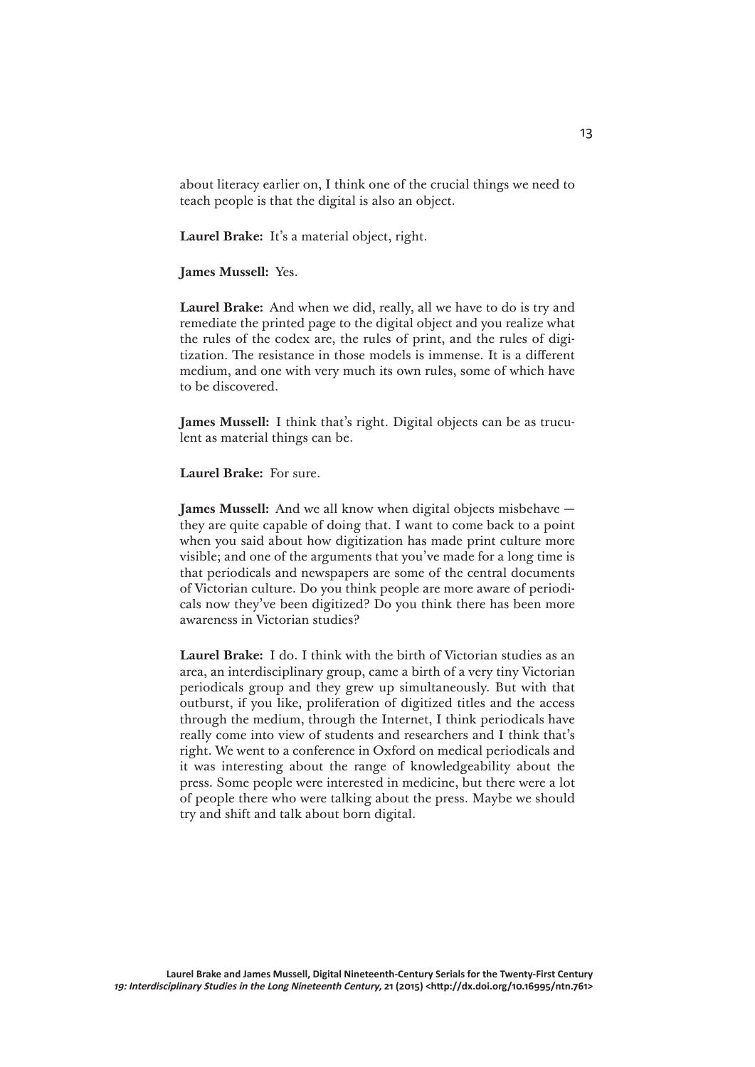about literacy earlier on, I think one of the crucial things we need to teach people is that the digital is also an object.

**Laurel Brake:** It's a material object, right.

**James Mussell:** Yes.

**Laurel Brake:** And when we did, really, all we have to do is try and remediate the printed page to the digital object and you realize what the rules of the codex are, the rules of print, and the rules of digitization. The resistance in those models is immense. It is a different medium, and one with very much its own rules, some of which have to be discovered.

**James Mussell:** I think that's right. Digital objects can be as truculent as material things can be.

**Laurel Brake:** For sure.

**James Mussell:** And we all know when digital objects misbehave — they are quite capable of doing that. I want to come back to a point when you said about how digitization has made print culture more visible; and one of the arguments that you've made for a long time is that periodicals and newspapers are some of the central documents of Victorian culture. Do you think people are more aware of periodicals now they've been digitized? Do you think there has been more awareness in Victorian studies?

**Laurel Brake:** I do. I think with the birth of Victorian studies as an area, an interdisciplinary group, came a birth of a very tiny Victorian periodicals group and they grew up simultaneously. But with that outburst, if you like, proliferation of digitized titles and the access through the medium, through the Internet, I think periodicals have really come into view of students and researchers and I think that's right. We went to a conference in Oxford on medical periodicals and it was interesting about the range of knowledgeability about the press. Some people were interested in medicine, but there were a lot of people there who were talking about the press. Maybe we should try and shift and talk about born digital.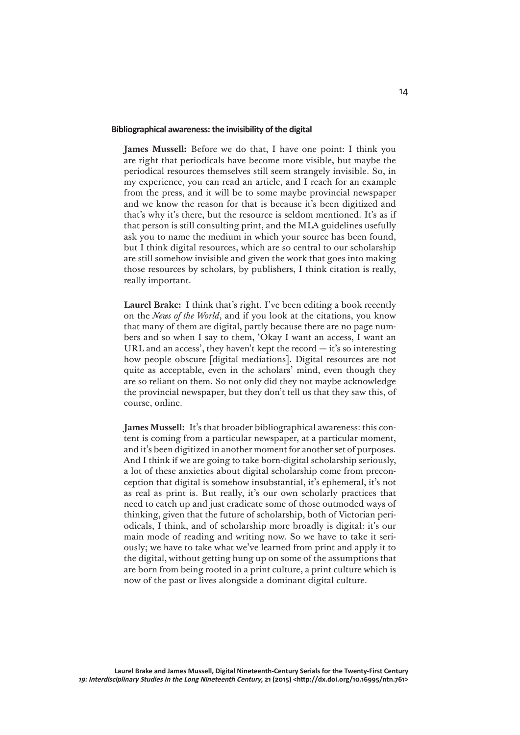## Bibliographical awareness: the invisibility of the digital

**James Mussell:** Before we do that, I have one point: I think you are right that periodicals have become more visible, but maybe the periodical resources themselves still seem strangely invisible. So, in my experience, you can read an article, and I reach for an example from the press, and it will be to some maybe provincial newspaper and we know the reason for that is because it's been digitized and that's why it's there, but the resource is seldom mentioned. It's as if that person is still consulting print, and the MLA guidelines usefully ask you to name the medium in which your source has been found, but I think digital resources, which are so central to our scholarship are still somehow invisible and given the work that goes into making those resources by scholars, by publishers, I think citation is really, really important.

**Laurel Brake:** I think that's right. I've been editing a book recently on the *News of the World*, and if you look at the citations, you know that many of them are digital, partly because there are no page numbers and so when I say to them, 'Okay I want an access, I want an URL and an access', they haven't kept the record — it's so interesting how people obscure [digital mediations]. Digital resources are not quite as acceptable, even in the scholars' mind, even though they are so reliant on them. So not only did they not maybe acknowledge the provincial newspaper, but they don't tell us that they saw this, of course, online.

**James Mussell:** It's that broader bibliographical awareness: this content is coming from a particular newspaper, at a particular moment, and it's been digitized in another moment for another set of purposes. And I think if we are going to take born-digital scholarship seriously, a lot of these anxieties about digital scholarship come from preconception that digital is somehow insubstantial, it's ephemeral, it's not as real as print is. But really, it's our own scholarly practices that need to catch up and just eradicate some of those outmoded ways of thinking, given that the future of scholarship, both of Victorian periodicals, I think, and of scholarship more broadly is digital: it's our main mode of reading and writing now. So we have to take it seriously; we have to take what we've learned from print and apply it to the digital, without getting hung up on some of the assumptions that are born from being rooted in a print culture, a print culture which is now of the past or lives alongside a dominant digital culture.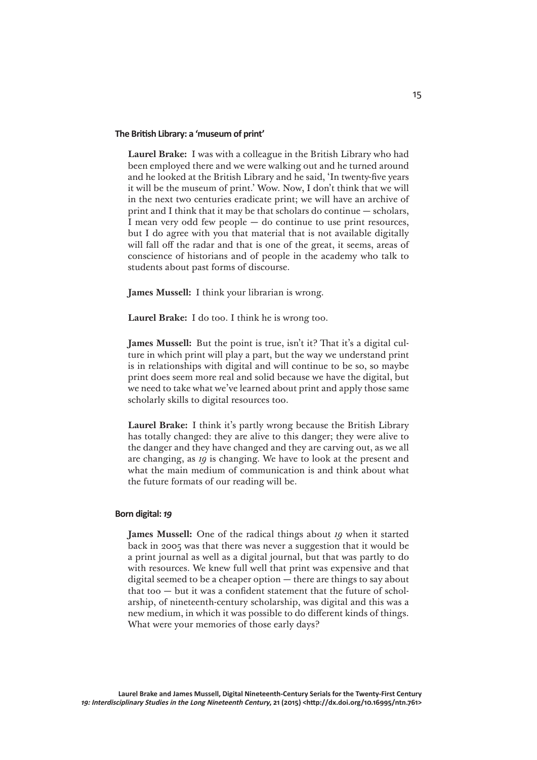### The British Library: a 'museum of print'

**Laurel Brake:** I was with a colleague in the British Library who had been employed there and we were walking out and he turned around and he looked at the British Library and he said, 'In twenty-five years it will be the museum of print.' Wow. Now, I don't think that we will in the next two centuries eradicate print; we will have an archive of print and I think that it may be that scholars do continue — scholars, I mean very odd few people — do continue to use print resources, but I do agree with you that material that is not available digitally will fall off the radar and that is one of the great, it seems, areas of conscience of historians and of people in the academy who talk to students about past forms of discourse.

**James Mussell:** I think your librarian is wrong.

**Laurel Brake:** I do too. I think he is wrong too.

**James Mussell:** But the point is true, isn't it? That it's a digital culture in which print will play a part, but the way we understand print is in relationships with digital and will continue to be so, so maybe print does seem more real and solid because we have the digital, but we need to take what we've learned about print and apply those same scholarly skills to digital resources too.

**Laurel Brake:** I think it's partly wrong because the British Library has totally changed: they are alive to this danger; they were alive to the danger and they have changed and they are carving out, as we all are changing, as *19* is changing. We have to look at the present and what the main medium of communication is and think about what the future formats of our reading will be.

### Born digital: *19*

**James Mussell:** One of the radical things about *19* when it started back in 2005 was that there was never a suggestion that it would be a print journal as well as a digital journal, but that was partly to do with resources. We knew full well that print was expensive and that digital seemed to be a cheaper option — there are things to say about that too — but it was a confident statement that the future of scholarship, of nineteenth-century scholarship, was digital and this was a new medium, in which it was possible to do different kinds of things. What were your memories of those early days?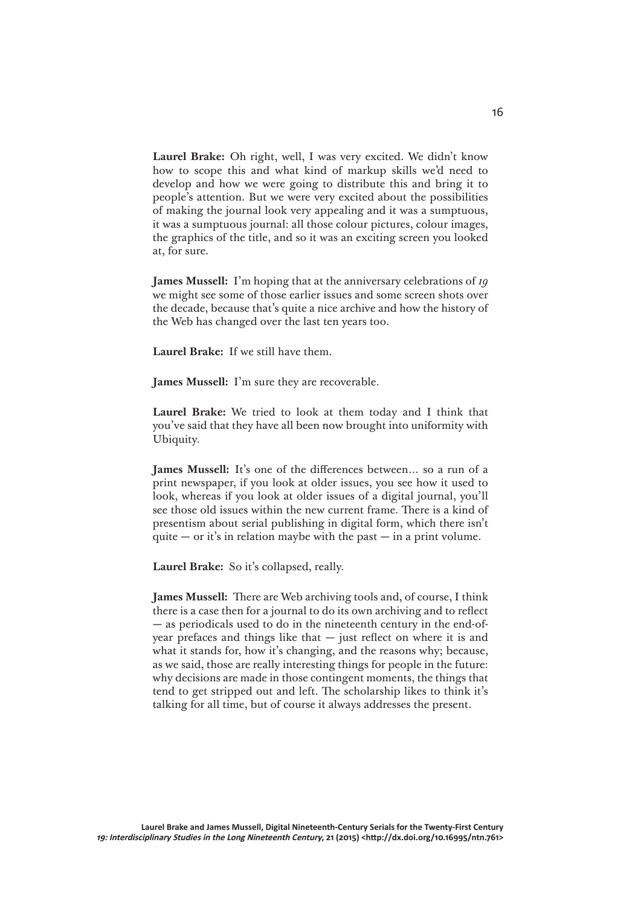**Laurel Brake:** Oh right, well, I was very excited. We didn't know how to scope this and what kind of markup skills we'd need to develop and how we were going to distribute this and bring it to people's attention. But we were very excited about the possibilities of making the journal look very appealing and it was a sumptuous, it was a sumptuous journal: all those colour pictures, colour images, the graphics of the title, and so it was an exciting screen you looked at, for sure.

**James Mussell:** I'm hoping that at the anniversary celebrations of *19* we might see some of those earlier issues and some screen shots over the decade, because that's quite a nice archive and how the history of the Web has changed over the last ten years too.

**Laurel Brake:** If we still have them.

**James Mussell:** I'm sure they are recoverable.

**Laurel Brake:** We tried to look at them today and I think that you've said that they have all been now brought into uniformity with Ubiquity.

**James Mussell:** It's one of the differences between… so a run of a print newspaper, if you look at older issues, you see how it used to look, whereas if you look at older issues of a digital journal, you'll see those old issues within the new current frame. There is a kind of presentism about serial publishing in digital form, which there isn't quite — or it's in relation maybe with the past — in a print volume.

**Laurel Brake:** So it's collapsed, really.

**James Mussell:** There are Web archiving tools and, of course, I think there is a case then for a journal to do its own archiving and to reflect — as periodicals used to do in the nineteenth century in the end-of-year prefaces and things like that — just reflect on where it is and what it stands for, how it's changing, and the reasons why; because, as we said, those are really interesting things for people in the future: why decisions are made in those contingent moments, the things that tend to get stripped out and left. The scholarship likes to think it's talking for all time, but of course it always addresses the present.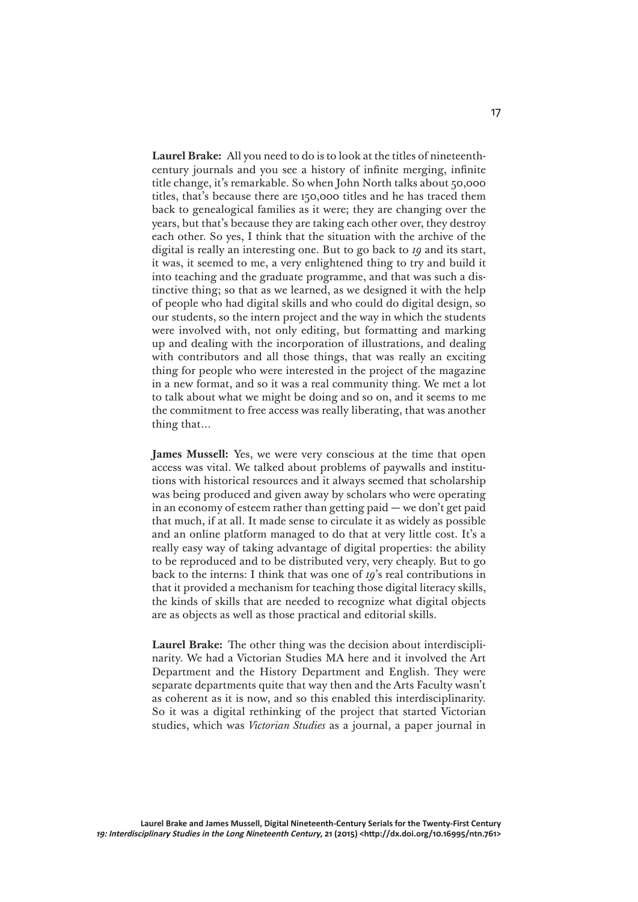**Laurel Brake:** All you need to do is to look at the titles of nineteenth-century journals and you see a history of infinite merging, infinite title change, it's remarkable. So when John North talks about 50,000 titles, that's because there are 150,000 titles and he has traced them back to genealogical families as it were; they are changing over the years, but that's because they are taking each other over, they destroy each other. So yes, I think that the situation with the archive of the digital is really an interesting one. But to go back to *19* and its start, it was, it seemed to me, a very enlightened thing to try and build it into teaching and the graduate programme, and that was such a distinctive thing; so that as we learned, as we designed it with the help of people who had digital skills and who could do digital design, so our students, so the intern project and the way in which the students were involved with, not only editing, but formatting and marking up and dealing with the incorporation of illustrations, and dealing with contributors and all those things, that was really an exciting thing for people who were interested in the project of the magazine in a new format, and so it was a real community thing. We met a lot to talk about what we might be doing and so on, and it seems to me the commitment to free access was really liberating, that was another thing that…

**James Mussell:** Yes, we were very conscious at the time that open access was vital. We talked about problems of paywalls and institutions with historical resources and it always seemed that scholarship was being produced and given away by scholars who were operating in an economy of esteem rather than getting paid — we don't get paid that much, if at all. It made sense to circulate it as widely as possible and an online platform managed to do that at very little cost. It's a really easy way of taking advantage of digital properties: the ability to be reproduced and to be distributed very, very cheaply. But to go back to the interns: I think that was one of *19*'s real contributions in that it provided a mechanism for teaching those digital literacy skills, the kinds of skills that are needed to recognize what digital objects are as objects as well as those practical and editorial skills.

**Laurel Brake:** The other thing was the decision about interdisciplinarity. We had a Victorian Studies MA here and it involved the Art Department and the History Department and English. They were separate departments quite that way then and the Arts Faculty wasn't as coherent as it is now, and so this enabled this interdisciplinarity. So it was a digital rethinking of the project that started Victorian studies, which was *Victorian Studies* as a journal, a paper journal in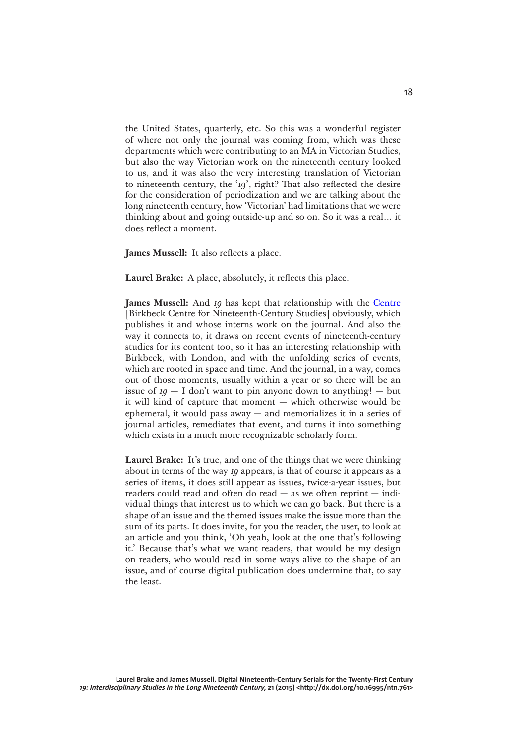the United States, quarterly, etc. So this was a wonderful register of where not only the journal was coming from, which was these departments which were contributing to an MA in Victorian Studies, but also the way Victorian work on the nineteenth century looked to us, and it was also the very interesting translation of Victorian to nineteenth century, the '19', right? That also reflected the desire for the consideration of periodization and we are talking about the long nineteenth century, how 'Victorian' had limitations that we were thinking about and going outside-up and so on. So it was a real... it does reflect a moment.

**James Mussell:** It also reflects a place.

**Laurel Brake:** A place, absolutely, it reflects this place.

**James Mussell:** And *19* has kept that relationship with the Centre [Birkbeck Centre for Nineteenth-Century Studies] obviously, which publishes it and whose interns work on the journal. And also the way it connects to, it draws on recent events of nineteenth-century studies for its content too, so it has an interesting relationship with Birkbeck, with London, and with the unfolding series of events, which are rooted in space and time. And the journal, in a way, comes out of those moments, usually within a year or so there will be an issue of *19* — I don't want to pin anyone down to anything! — but it will kind of capture that moment — which otherwise would be ephemeral, it would pass away — and memorializes it in a series of journal articles, remediates that event, and turns it into something which exists in a much more recognizable scholarly form.

**Laurel Brake:** It's true, and one of the things that we were thinking about in terms of the way *19* appears, is that of course it appears as a series of items, it does still appear as issues, twice-a-year issues, but readers could read and often do read — as we often reprint — individual things that interest us to which we can go back. But there is a shape of an issue and the themed issues make the issue more than the sum of its parts. It does invite, for you the reader, the user, to look at an article and you think, 'Oh yeah, look at the one that's following it.' Because that's what we want readers, that would be my design on readers, who would read in some ways alive to the shape of an issue, and of course digital publication does undermine that, to say the least.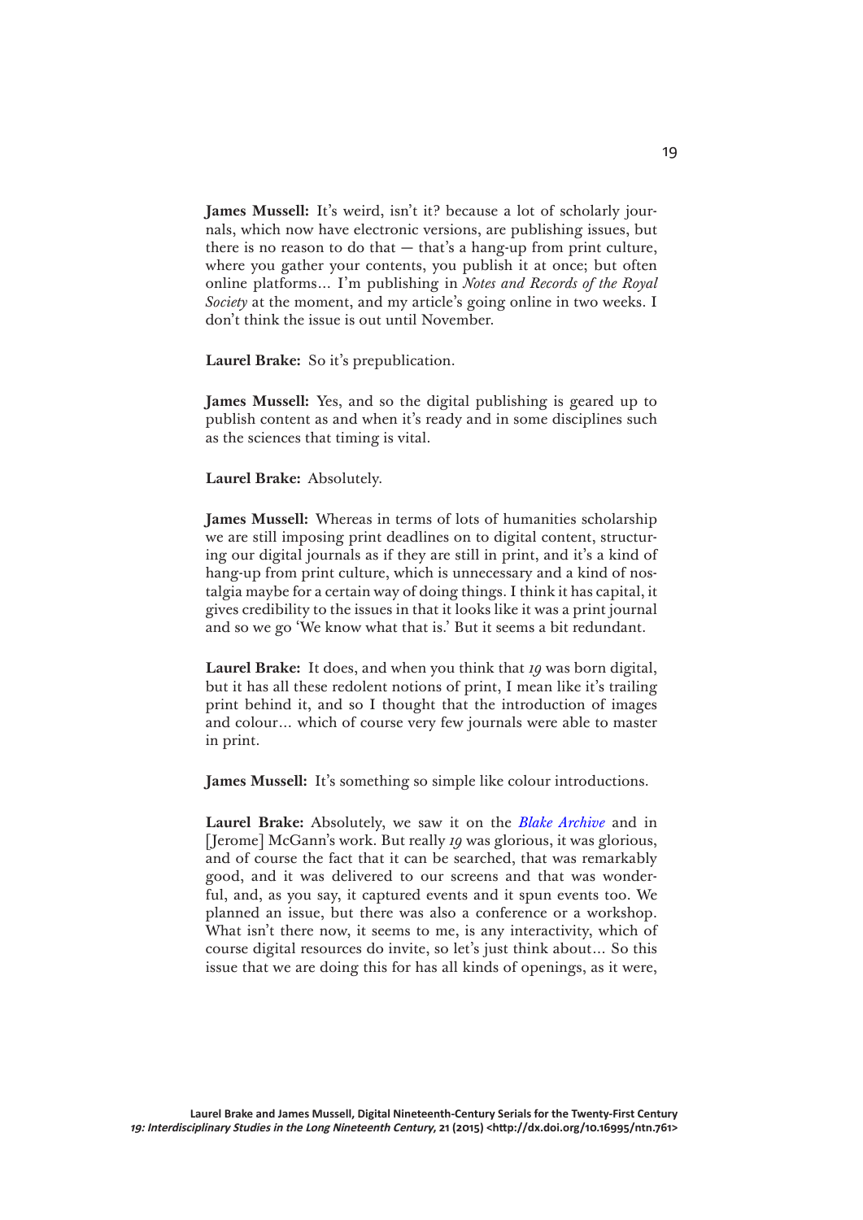**James Mussell:** It's weird, isn't it? because a lot of scholarly journals, which now have electronic versions, are publishing issues, but there is no reason to do that — that's a hang-up from print culture, where you gather your contents, you publish it at once; but often online platforms… I'm publishing in *Notes and Records of the Royal Society* at the moment, and my article's going online in two weeks. I don't think the issue is out until November.

**Laurel Brake:** So it's prepublication.

**James Mussell:** Yes, and so the digital publishing is geared up to publish content as and when it's ready and in some disciplines such as the sciences that timing is vital.

**Laurel Brake:** Absolutely.

**James Mussell:** Whereas in terms of lots of humanities scholarship we are still imposing print deadlines on to digital content, structuring our digital journals as if they are still in print, and it's a kind of hang-up from print culture, which is unnecessary and a kind of nostalgia maybe for a certain way of doing things. I think it has capital, it gives credibility to the issues in that it looks like it was a print journal and so we go 'We know what that is.' But it seems a bit redundant.

**Laurel Brake:** It does, and when you think that *19* was born digital, but it has all these redolent notions of print, I mean like it's trailing print behind it, and so I thought that the introduction of images and colour… which of course very few journals were able to master in print.

**James Mussell:** It's something so simple like colour introductions.

**Laurel Brake:** Absolutely, we saw it on the *Blake Archive* and in [Jerome] McGann's work. But really *19* was glorious, it was glorious, and of course the fact that it can be searched, that was remarkably good, and it was delivered to our screens and that was wonderful, and, as you say, it captured events and it spun events too. We planned an issue, but there was also a conference or a workshop. What isn't there now, it seems to me, is any interactivity, which of course digital resources do invite, so let's just think about… So this issue that we are doing this for has all kinds of openings, as it were,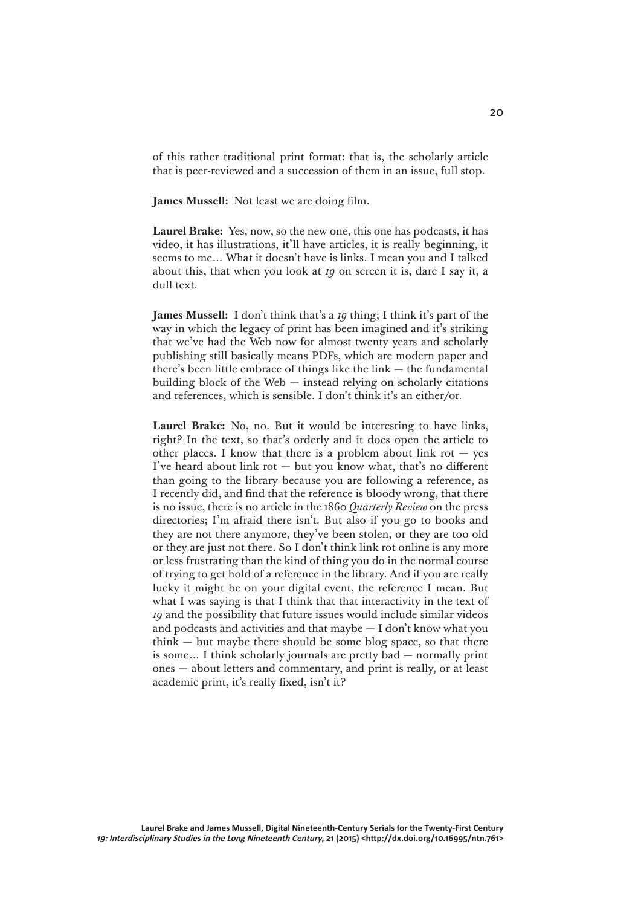of this rather traditional print format: that is, the scholarly article that is peer-reviewed and a succession of them in an issue, full stop.

**James Mussell:** Not least we are doing film.

**Laurel Brake:** Yes, now, so the new one, this one has podcasts, it has video, it has illustrations, it'll have articles, it is really beginning, it seems to me… What it doesn't have is links. I mean you and I talked about this, that when you look at *19* on screen it is, dare I say it, a dull text.

**James Mussell:** I don't think that's a *19* thing; I think it's part of the way in which the legacy of print has been imagined and it's striking that we've had the Web now for almost twenty years and scholarly publishing still basically means PDFs, which are modern paper and there's been little embrace of things like the link — the fundamental building block of the Web — instead relying on scholarly citations and references, which is sensible. I don't think it's an either/or.

**Laurel Brake:** No, no. But it would be interesting to have links, right? In the text, so that's orderly and it does open the article to other places. I know that there is a problem about link rot — yes I've heard about link rot — but you know what, that's no different than going to the library because you are following a reference, as I recently did, and find that the reference is bloody wrong, that there is no issue, there is no article in the 1860 *Quarterly Review* on the press directories; I'm afraid there isn't. But also if you go to books and they are not there anymore, they've been stolen, or they are too old or they are just not there. So I don't think link rot online is any more or less frustrating than the kind of thing you do in the normal course of trying to get hold of a reference in the library. And if you are really lucky it might be on your digital event, the reference I mean. But what I was saying is that I think that that interactivity in the text of *19* and the possibility that future issues would include similar videos and podcasts and activities and that maybe — I don't know what you think — but maybe there should be some blog space, so that there is some… I think scholarly journals are pretty bad — normally print ones — about letters and commentary, and print is really, or at least academic print, it's really fixed, isn't it?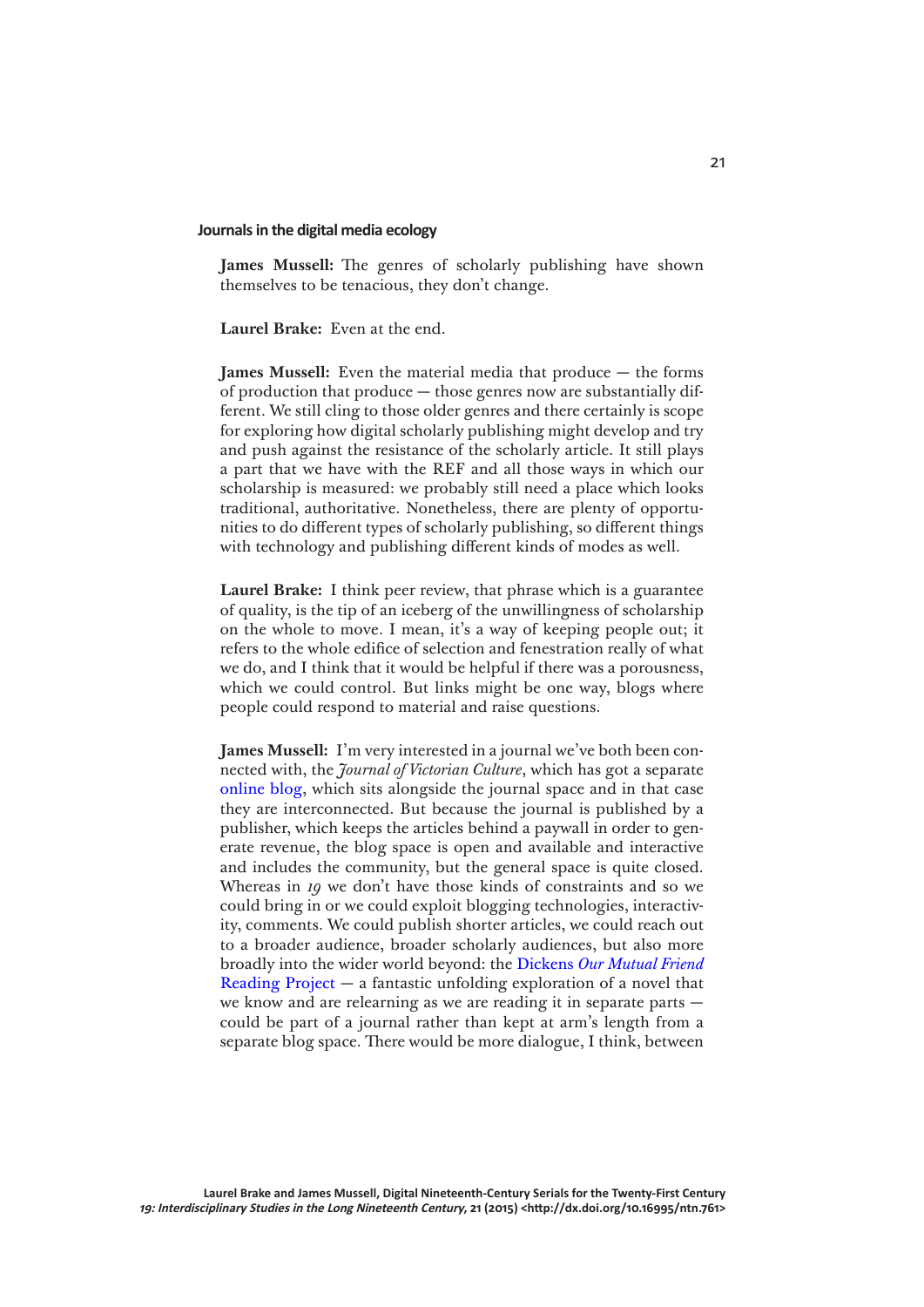### Journals in the digital media ecology

**James Mussell:** The genres of scholarly publishing have shown themselves to be tenacious, they don't change.

**Laurel Brake:** Even at the end.

**James Mussell:** Even the material media that produce — the forms of production that produce — those genres now are substantially different. We still cling to those older genres and there certainly is scope for exploring how digital scholarly publishing might develop and try and push against the resistance of the scholarly article. It still plays a part that we have with the REF and all those ways in which our scholarship is measured: we probably still need a place which looks traditional, authoritative. Nonetheless, there are plenty of opportunities to do different types of scholarly publishing, so different things with technology and publishing different kinds of modes as well.

**Laurel Brake:** I think peer review, that phrase which is a guarantee of quality, is the tip of an iceberg of the unwillingness of scholarship on the whole to move. I mean, it's a way of keeping people out; it refers to the whole edifice of selection and fenestration really of what we do, and I think that it would be helpful if there was a porousness, which we could control. But links might be one way, blogs where people could respond to material and raise questions.

**James Mussell:** I'm very interested in a journal we've both been connected with, the *Journal of Victorian Culture*, which has got a separate online blog, which sits alongside the journal space and in that case they are interconnected. But because the journal is published by a publisher, which keeps the articles behind a paywall in order to generate revenue, the blog space is open and available and interactive and includes the community, but the general space is quite closed. Whereas in *19* we don't have those kinds of constraints and so we could bring in or we could exploit blogging technologies, interactivity, comments. We could publish shorter articles, we could reach out to a broader audience, broader scholarly audiences, but also more broadly into the wider world beyond: the Dickens *Our Mutual Friend* Reading Project — a fantastic unfolding exploration of a novel that we know and are relearning as we are reading it in separate parts — could be part of a journal rather than kept at arm's length from a separate blog space. There would be more dialogue, I think, between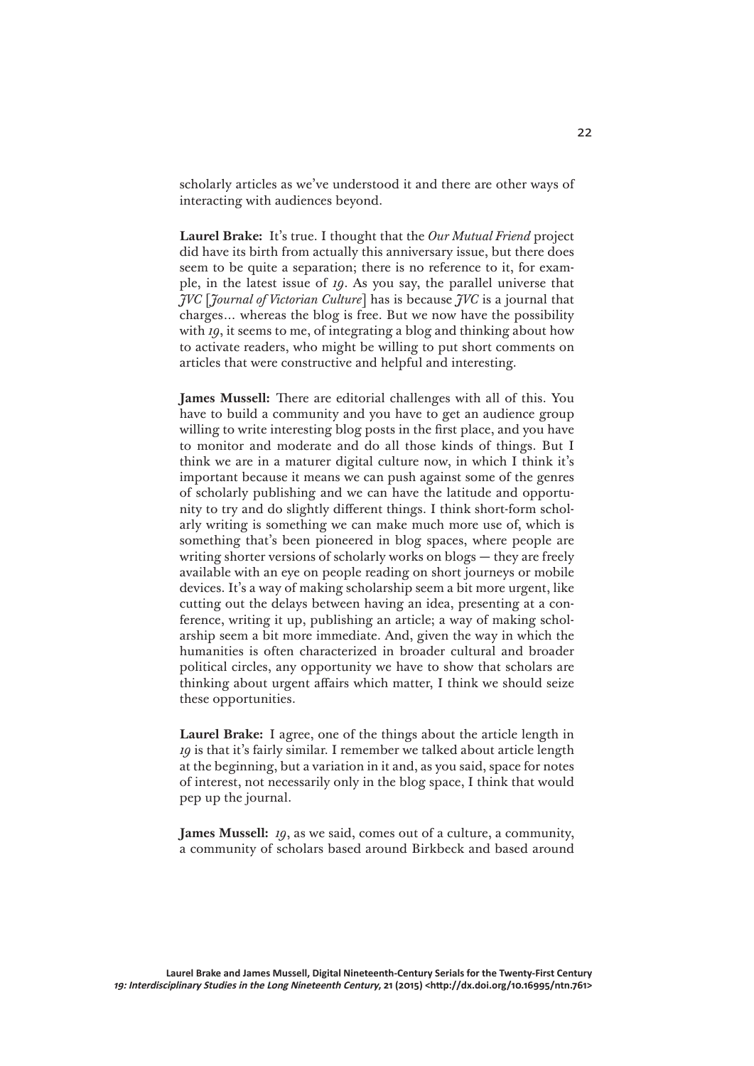scholarly articles as we've understood it and there are other ways of interacting with audiences beyond.

**Laurel Brake:** It's true. I thought that the *Our Mutual Friend* project did have its birth from actually this anniversary issue, but there does seem to be quite a separation; there is no reference to it, for example, in the latest issue of *19*. As you say, the parallel universe that *JVC* [*Journal of Victorian Culture*] has is because *JVC* is a journal that charges… whereas the blog is free. But we now have the possibility with *19*, it seems to me, of integrating a blog and thinking about how to activate readers, who might be willing to put short comments on articles that were constructive and helpful and interesting.

**James Mussell:** There are editorial challenges with all of this. You have to build a community and you have to get an audience group willing to write interesting blog posts in the first place, and you have to monitor and moderate and do all those kinds of things. But I think we are in a maturer digital culture now, in which I think it's important because it means we can push against some of the genres of scholarly publishing and we can have the latitude and opportunity to try and do slightly different things. I think short-form scholarly writing is something we can make much more use of, which is something that's been pioneered in blog spaces, where people are writing shorter versions of scholarly works on blogs — they are freely available with an eye on people reading on short journeys or mobile devices. It's a way of making scholarship seem a bit more urgent, like cutting out the delays between having an idea, presenting at a conference, writing it up, publishing an article; a way of making scholarship seem a bit more immediate. And, given the way in which the humanities is often characterized in broader cultural and broader political circles, any opportunity we have to show that scholars are thinking about urgent affairs which matter, I think we should seize these opportunities.

**Laurel Brake:** I agree, one of the things about the article length in *19* is that it's fairly similar. I remember we talked about article length at the beginning, but a variation in it and, as you said, space for notes of interest, not necessarily only in the blog space, I think that would pep up the journal.

**James Mussell:** *19*, as we said, comes out of a culture, a community, a community of scholars based around Birkbeck and based around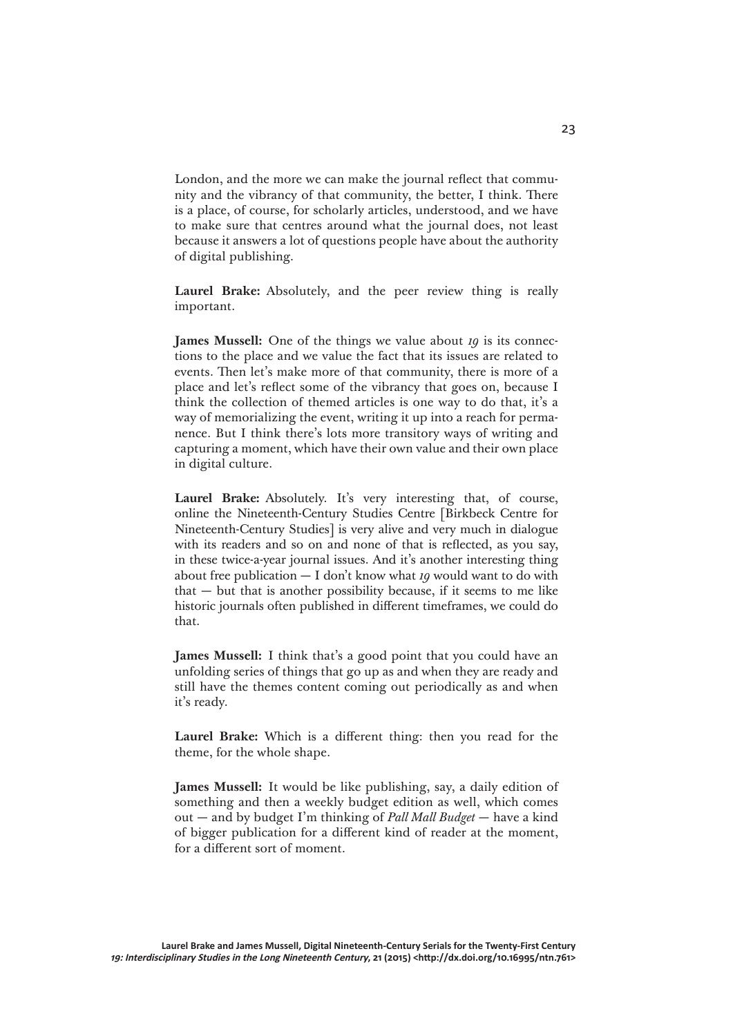London, and the more we can make the journal reflect that community and the vibrancy of that community, the better, I think. There is a place, of course, for scholarly articles, understood, and we have to make sure that centres around what the journal does, not least because it answers a lot of questions people have about the authority of digital publishing.

**Laurel Brake:** Absolutely, and the peer review thing is really important.

**James Mussell:** One of the things we value about *19* is its connections to the place and we value the fact that its issues are related to events. Then let's make more of that community, there is more of a place and let's reflect some of the vibrancy that goes on, because I think the collection of themed articles is one way to do that, it's a way of memorializing the event, writing it up into a reach for permanence. But I think there's lots more transitory ways of writing and capturing a moment, which have their own value and their own place in digital culture.

**Laurel Brake:** Absolutely. It's very interesting that, of course, online the Nineteenth-Century Studies Centre [Birkbeck Centre for Nineteenth-Century Studies] is very alive and very much in dialogue with its readers and so on and none of that is reflected, as you say, in these twice-a-year journal issues. And it's another interesting thing about free publication — I don't know what *19* would want to do with that — but that is another possibility because, if it seems to me like historic journals often published in different timeframes, we could do that.

**James Mussell:** I think that's a good point that you could have an unfolding series of things that go up as and when they are ready and still have the themes content coming out periodically as and when it's ready.

**Laurel Brake:** Which is a different thing: then you read for the theme, for the whole shape.

**James Mussell:** It would be like publishing, say, a daily edition of something and then a weekly budget edition as well, which comes out — and by budget I'm thinking of *Pall Mall Budget* — have a kind of bigger publication for a different kind of reader at the moment, for a different sort of moment.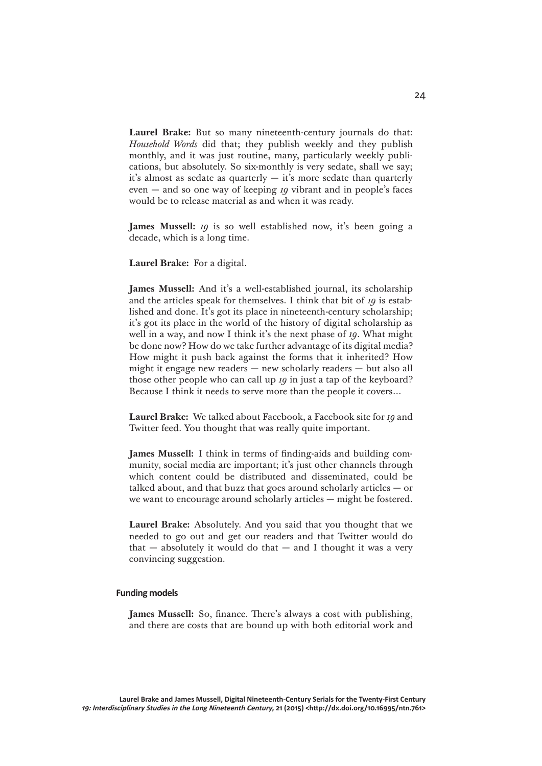**Laurel Brake:** But so many nineteenth-century journals do that: *Household Words* did that; they publish weekly and they publish monthly, and it was just routine, many, particularly weekly publications, but absolutely. So six-monthly is very sedate, shall we say; it's almost as sedate as quarterly — it's more sedate than quarterly even — and so one way of keeping *19* vibrant and in people's faces would be to release material as and when it was ready.

**James Mussell:** *19* is so well established now, it's been going a decade, which is a long time.

**Laurel Brake:** For a digital.

**James Mussell:** And it's a well-established journal, its scholarship and the articles speak for themselves. I think that bit of *19* is established and done. It's got its place in nineteenth-century scholarship; it's got its place in the world of the history of digital scholarship as well in a way, and now I think it's the next phase of *19*. What might be done now? How do we take further advantage of its digital media? How might it push back against the forms that it inherited? How might it engage new readers — new scholarly readers — but also all those other people who can call up *19* in just a tap of the keyboard? Because I think it needs to serve more than the people it covers…

**Laurel Brake:** We talked about Facebook, a Facebook site for *19* and Twitter feed. You thought that was really quite important.

**James Mussell:** I think in terms of finding-aids and building community, social media are important; it's just other channels through which content could be distributed and disseminated, could be talked about, and that buzz that goes around scholarly articles — or we want to encourage around scholarly articles — might be fostered.

**Laurel Brake:** Absolutely. And you said that you thought that we needed to go out and get our readers and that Twitter would do that — absolutely it would do that — and I thought it was a very convincing suggestion.

### Funding models

**James Mussell:** So, finance. There's always a cost with publishing, and there are costs that are bound up with both editorial work and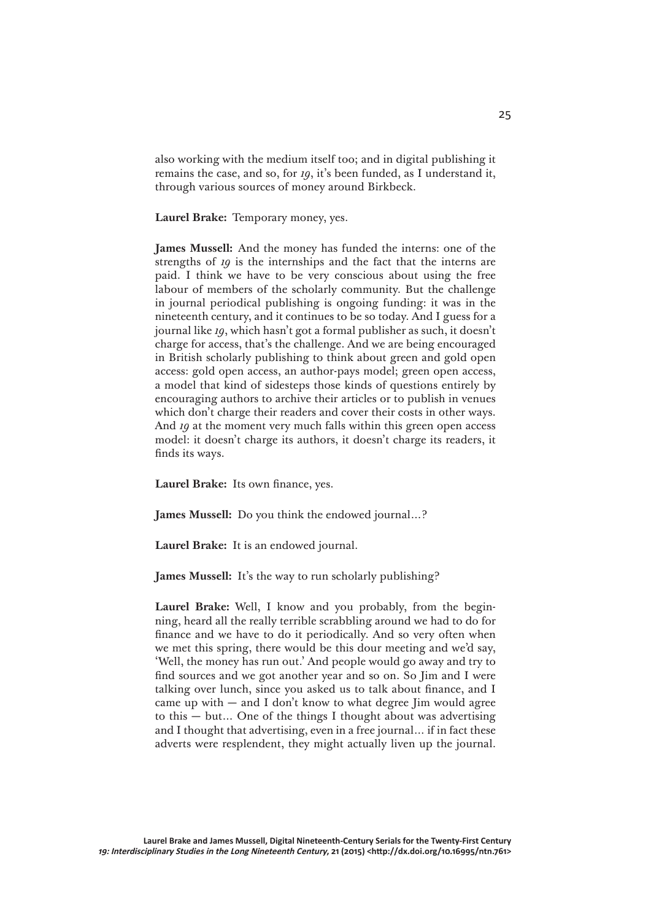also working with the medium itself too; and in digital publishing it remains the case, and so, for *19*, it's been funded, as I understand it, through various sources of money around Birkbeck.

**Laurel Brake:** Temporary money, yes.

**James Mussell:** And the money has funded the interns: one of the strengths of *19* is the internships and the fact that the interns are paid. I think we have to be very conscious about using the free labour of members of the scholarly community. But the challenge in journal periodical publishing is ongoing funding: it was in the nineteenth century, and it continues to be so today. And I guess for a journal like *19*, which hasn't got a formal publisher as such, it doesn't charge for access, that's the challenge. And we are being encouraged in British scholarly publishing to think about green and gold open access: gold open access, an author-pays model; green open access, a model that kind of sidesteps those kinds of questions entirely by encouraging authors to archive their articles or to publish in venues which don't charge their readers and cover their costs in other ways. And *19* at the moment very much falls within this green open access model: it doesn't charge its authors, it doesn't charge its readers, it finds its ways.

**Laurel Brake:** Its own finance, yes.

**James Mussell:** Do you think the endowed journal…?

**Laurel Brake:** It is an endowed journal.

**James Mussell:** It's the way to run scholarly publishing?

**Laurel Brake:** Well, I know and you probably, from the beginning, heard all the really terrible scrabbling around we had to do for finance and we have to do it periodically. And so very often when we met this spring, there would be this dour meeting and we'd say, 'Well, the money has run out.' And people would go away and try to find sources and we got another year and so on. So Jim and I were talking over lunch, since you asked us to talk about finance, and I came up with — and I don't know to what degree Jim would agree to this — but… One of the things I thought about was advertising and I thought that advertising, even in a free journal… if in fact these adverts were resplendent, they might actually liven up the journal.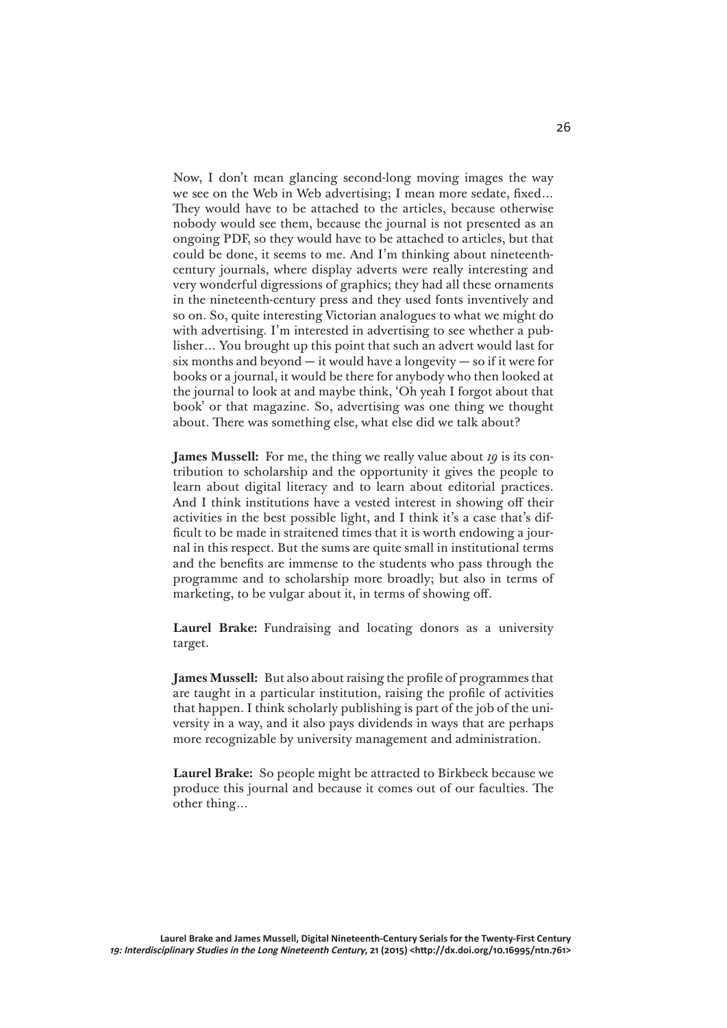Now, I don't mean glancing second-long moving images the way we see on the Web in Web advertising; I mean more sedate, fixed… They would have to be attached to the articles, because otherwise nobody would see them, because the journal is not presented as an ongoing PDF, so they would have to be attached to articles, but that could be done, it seems to me. And I'm thinking about nineteenth-century journals, where display adverts were really interesting and very wonderful digressions of graphics; they had all these ornaments in the nineteenth-century press and they used fonts inventively and so on. So, quite interesting Victorian analogues to what we might do with advertising. I'm interested in advertising to see whether a publisher… You brought up this point that such an advert would last for six months and beyond — it would have a longevity — so if it were for books or a journal, it would be there for anybody who then looked at the journal to look at and maybe think, 'Oh yeah I forgot about that book' or that magazine. So, advertising was one thing we thought about. There was something else, what else did we talk about?

**James Mussell:** For me, the thing we really value about *19* is its contribution to scholarship and the opportunity it gives the people to learn about digital literacy and to learn about editorial practices. And I think institutions have a vested interest in showing off their activities in the best possible light, and I think it's a case that's difficult to be made in straitened times that it is worth endowing a journal in this respect. But the sums are quite small in institutional terms and the benefits are immense to the students who pass through the programme and to scholarship more broadly; but also in terms of marketing, to be vulgar about it, in terms of showing off.

**Laurel Brake:** Fundraising and locating donors as a university target.

**James Mussell:** But also about raising the profile of programmes that are taught in a particular institution, raising the profile of activities that happen. I think scholarly publishing is part of the job of the university in a way, and it also pays dividends in ways that are perhaps more recognizable by university management and administration.

**Laurel Brake:** So people might be attracted to Birkbeck because we produce this journal and because it comes out of our faculties. The other thing…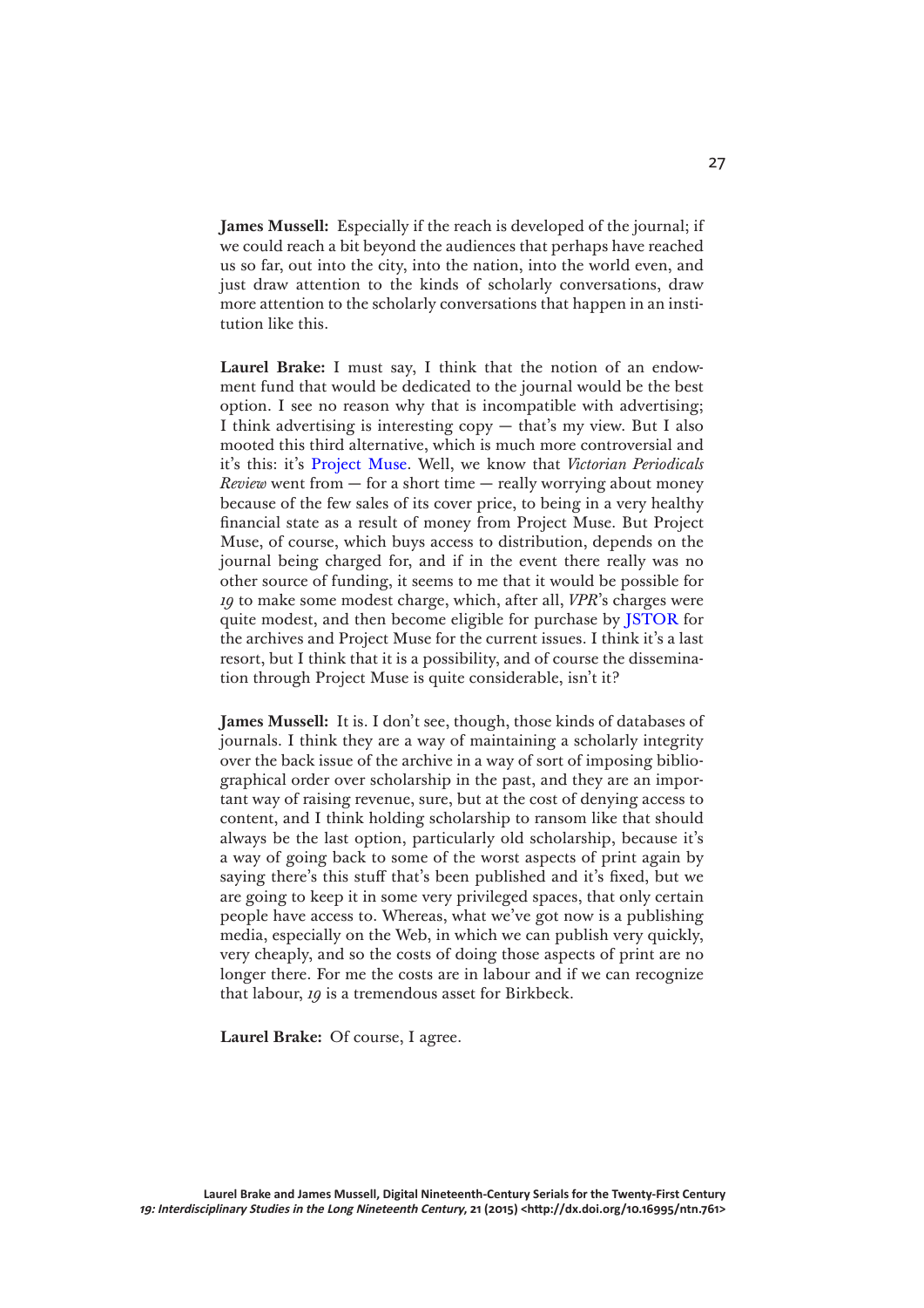**James Mussell:** Especially if the reach is developed of the journal; if we could reach a bit beyond the audiences that perhaps have reached us so far, out into the city, into the nation, into the world even, and just draw attention to the kinds of scholarly conversations, draw more attention to the scholarly conversations that happen in an institution like this.

**Laurel Brake:** I must say, I think that the notion of an endowment fund that would be dedicated to the journal would be the best option. I see no reason why that is incompatible with advertising; I think advertising is interesting copy — that's my view. But I also mooted this third alternative, which is much more controversial and it's this: it's Project Muse. Well, we know that *Victorian Periodicals Review* went from — for a short time — really worrying about money because of the few sales of its cover price, to being in a very healthy financial state as a result of money from Project Muse. But Project Muse, of course, which buys access to distribution, depends on the journal being charged for, and if in the event there really was no other source of funding, it seems to me that it would be possible for *19* to make some modest charge, which, after all, *VPR*'s charges were quite modest, and then become eligible for purchase by JSTOR for the archives and Project Muse for the current issues. I think it's a last resort, but I think that it is a possibility, and of course the dissemination through Project Muse is quite considerable, isn't it?

**James Mussell:** It is. I don't see, though, those kinds of databases of journals. I think they are a way of maintaining a scholarly integrity over the back issue of the archive in a way of sort of imposing bibliographical order over scholarship in the past, and they are an important way of raising revenue, sure, but at the cost of denying access to content, and I think holding scholarship to ransom like that should always be the last option, particularly old scholarship, because it's a way of going back to some of the worst aspects of print again by saying there's this stuff that's been published and it's fixed, but we are going to keep it in some very privileged spaces, that only certain people have access to. Whereas, what we've got now is a publishing media, especially on the Web, in which we can publish very quickly, very cheaply, and so the costs of doing those aspects of print are no longer there. For me the costs are in labour and if we can recognize that labour, *19* is a tremendous asset for Birkbeck.

**Laurel Brake:** Of course, I agree.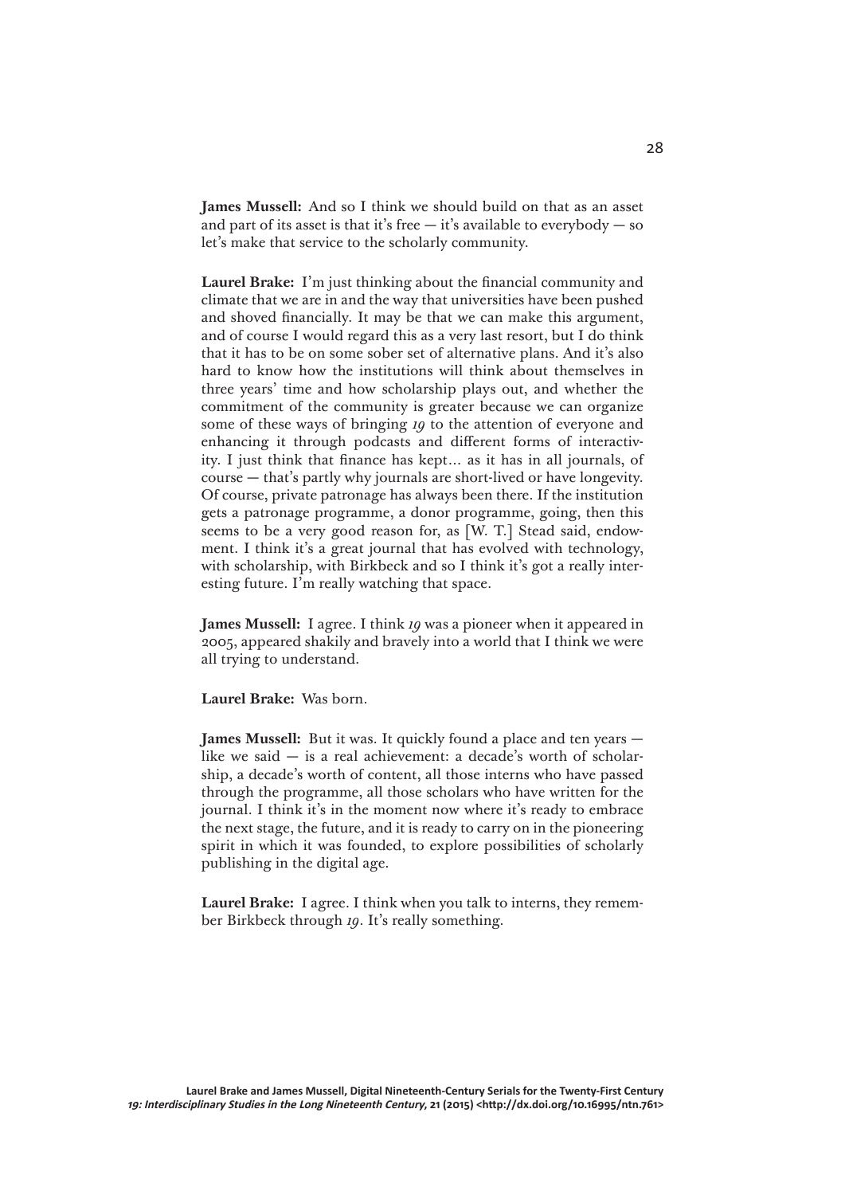**James Mussell:** And so I think we should build on that as an asset and part of its asset is that it's free — it's available to everybody — so let's make that service to the scholarly community.

**Laurel Brake:** I'm just thinking about the financial community and climate that we are in and the way that universities have been pushed and shoved financially. It may be that we can make this argument, and of course I would regard this as a very last resort, but I do think that it has to be on some sober set of alternative plans. And it's also hard to know how the institutions will think about themselves in three years' time and how scholarship plays out, and whether the commitment of the community is greater because we can organize some of these ways of bringing *19* to the attention of everyone and enhancing it through podcasts and different forms of interactivity. I just think that finance has kept… as it has in all journals, of course — that's partly why journals are short-lived or have longevity. Of course, private patronage has always been there. If the institution gets a patronage programme, a donor programme, going, then this seems to be a very good reason for, as [W. T.] Stead said, endowment. I think it's a great journal that has evolved with technology, with scholarship, with Birkbeck and so I think it's got a really interesting future. I'm really watching that space.

**James Mussell:** I agree. I think *19* was a pioneer when it appeared in 2005, appeared shakily and bravely into a world that I think we were all trying to understand.

**Laurel Brake:** Was born.

**James Mussell:** But it was. It quickly found a place and ten years — like we said — is a real achievement: a decade's worth of scholarship, a decade's worth of content, all those interns who have passed through the programme, all those scholars who have written for the journal. I think it's in the moment now where it's ready to embrace the next stage, the future, and it is ready to carry on in the pioneering spirit in which it was founded, to explore possibilities of scholarly publishing in the digital age.

**Laurel Brake:** I agree. I think when you talk to interns, they remember Birkbeck through *19*. It's really something.